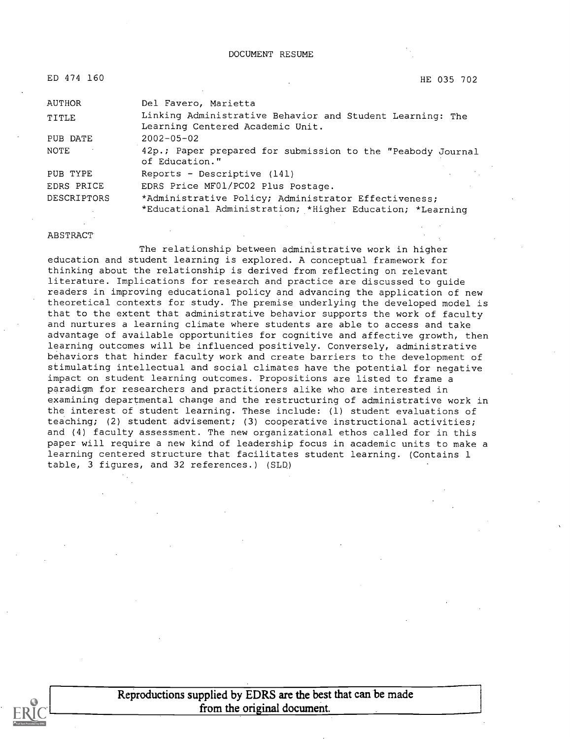DOCUMENT RESUME

| | |
|---|---|
| ED 474 160 | HE 035 702 |
| AUTHOR | Del Favero, Marietta |
| TITLE | Linking Administrative Behavior and Student Learning: The Learning Centered Academic Unit. |
| PUB DATE | 2002-05-02 |
| NOTE | 42p.; Paper prepared for submission to the "Peabody Journal of Education." |
| PUB TYPE | Reports - Descriptive (141) |
| EDRS PRICE | EDRS Price MF01/PC02 Plus Postage. |
| DESCRIPTORS | *Administrative Policy; Administrator Effectiveness; *Educational Administration; *Higher Education; *Learning |

ABSTRACT

The relationship between administrative work in higher education and student learning is explored. A conceptual framework for thinking about the relationship is derived from reflecting on relevant literature. Implications for research and practice are discussed to guide readers in improving educational policy and advancing the application of new theoretical contexts for study. The premise underlying the developed model is that to the extent that administrative behavior supports the work of faculty and nurtures a learning climate where students are able to access and take advantage of available opportunities for cognitive and affective growth, then learning outcomes will be influenced positively. Conversely, administrative behaviors that hinder faculty work and create barriers to the development of stimulating intellectual and social climates have the potential for negative impact on student learning outcomes. Propositions are listed to frame a paradigm for researchers and practitioners alike who are interested in examining departmental change and the restructuring of administrative work in the interest of student learning. These include: (1) student evaluations of teaching; (2) student advisement; (3) cooperative instructional activities; and (4) faculty assessment. The new organizational ethos called for in this paper will require a new kind of leadership focus in academic units to make a learning centered structure that facilitates student learning. (Contains 1 table, 3 figures, and 32 references.) (SLD)

Reproductions supplied by EDRS are the best that can be made from the original document.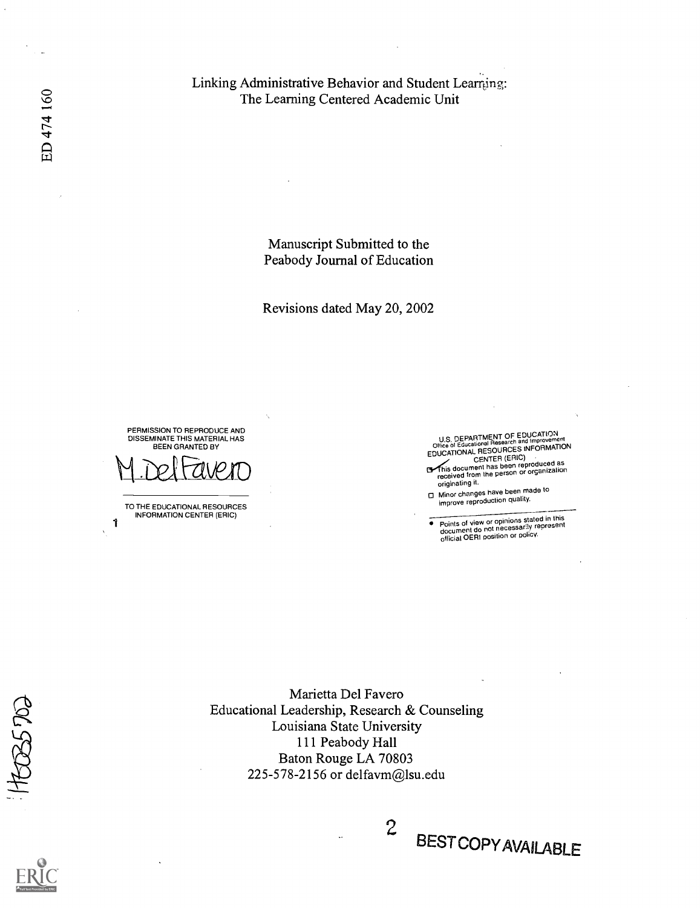ED 474 160

# Linking Administrative Behavior and Student Learning: The Learning Centered Academic Unit

Manuscript Submitted to the
Peabody Journal of Education

Revisions dated May 20, 2002

PERMISSION TO REPRODUCE AND DISSEMINATE THIS MATERIAL HAS BEEN GRANTED BY

M. Del Favero

TO THE EDUCATIONAL RESOURCES INFORMATION CENTER (ERIC)

U.S. DEPARTMENT OF EDUCATION
Office of Educational Research and Improvement
EDUCATIONAL RESOURCES INFORMATION CENTER (ERIC)

- [x] This document has been reproduced as received from the person or organization originating it.
- [ ] Minor changes have been made to improve reproduction quality.

- Points of view or opinions stated in this document do not necessarily represent official OERI position or policy.

Marietta Del Favero
Educational Leadership, Research & Counseling
Louisiana State University
111 Peabody Hall
Baton Rouge LA 70803
225-578-2156 or delfavm@lsu.edu

BEST COPY AVAILABLE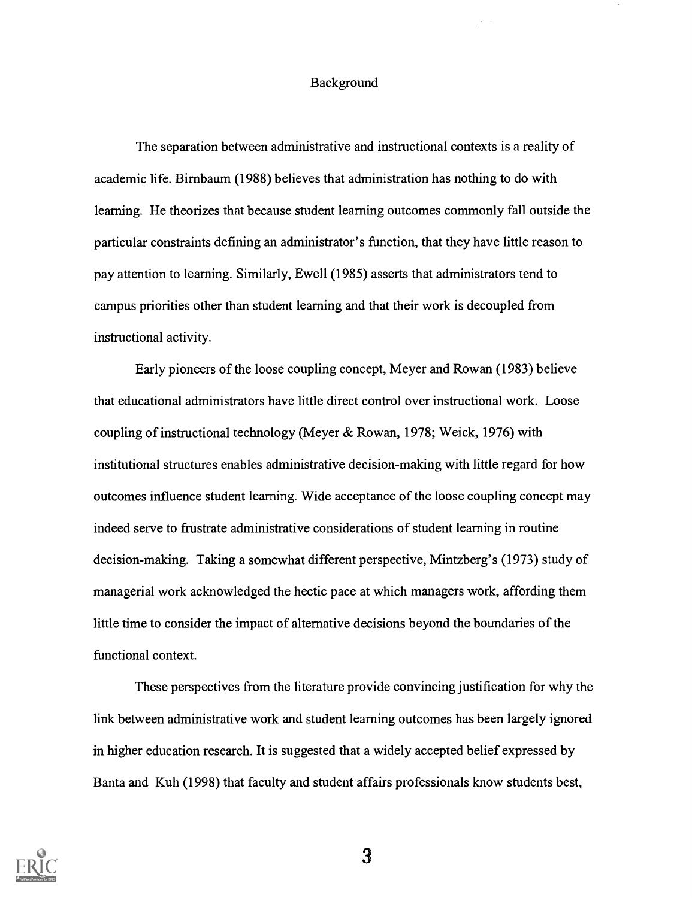## Background

The separation between administrative and instructional contexts is a reality of academic life. Birnbaum (1988) believes that administration has nothing to do with learning. He theorizes that because student learning outcomes commonly fall outside the particular constraints defining an administrator's function, that they have little reason to pay attention to learning. Similarly, Ewell (1985) asserts that administrators tend to campus priorities other than student learning and that their work is decoupled from instructional activity.

Early pioneers of the loose coupling concept, Meyer and Rowan (1983) believe that educational administrators have little direct control over instructional work. Loose coupling of instructional technology (Meyer & Rowan, 1978; Weick, 1976) with institutional structures enables administrative decision-making with little regard for how outcomes influence student learning. Wide acceptance of the loose coupling concept may indeed serve to frustrate administrative considerations of student learning in routine decision-making. Taking a somewhat different perspective, Mintzberg's (1973) study of managerial work acknowledged the hectic pace at which managers work, affording them little time to consider the impact of alternative decisions beyond the boundaries of the functional context.

These perspectives from the literature provide convincing justification for why the link between administrative work and student learning outcomes has been largely ignored in higher education research. It is suggested that a widely accepted belief expressed by Banta and Kuh (1998) that faculty and student affairs professionals know students best,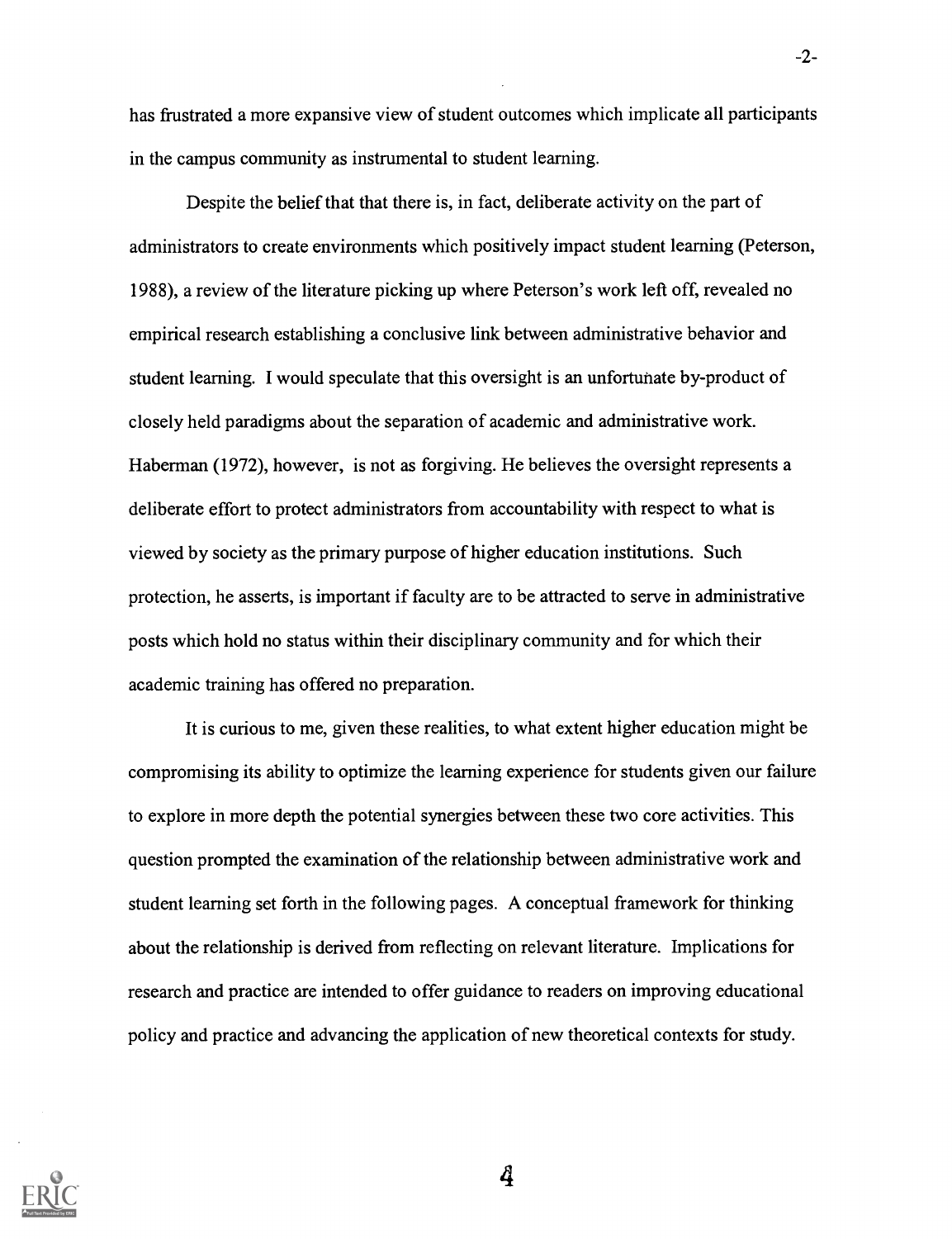has frustrated a more expansive view of student outcomes which implicate all participants in the campus community as instrumental to student learning.

Despite the belief that that there is, in fact, deliberate activity on the part of administrators to create environments which positively impact student learning (Peterson, 1988), a review of the literature picking up where Peterson's work left off, revealed no empirical research establishing a conclusive link between administrative behavior and student learning. I would speculate that this oversight is an unfortunate by-product of closely held paradigms about the separation of academic and administrative work. Haberman (1972), however, is not as forgiving. He believes the oversight represents a deliberate effort to protect administrators from accountability with respect to what is viewed by society as the primary purpose of higher education institutions. Such protection, he asserts, is important if faculty are to be attracted to serve in administrative posts which hold no status within their disciplinary community and for which their academic training has offered no preparation.

It is curious to me, given these realities, to what extent higher education might be compromising its ability to optimize the learning experience for students given our failure to explore in more depth the potential synergies between these two core activities. This question prompted the examination of the relationship between administrative work and student learning set forth in the following pages. A conceptual framework for thinking about the relationship is derived from reflecting on relevant literature. Implications for research and practice are intended to offer guidance to readers on improving educational policy and practice and advancing the application of new theoretical contexts for study.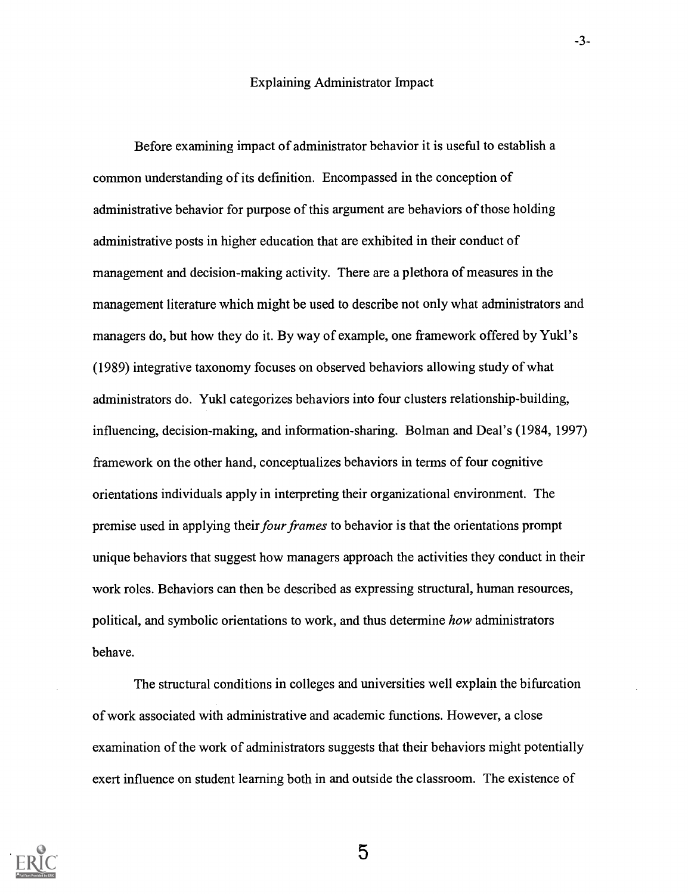## Explaining Administrator Impact

Before examining impact of administrator behavior it is useful to establish a common understanding of its definition. Encompassed in the conception of administrative behavior for purpose of this argument are behaviors of those holding administrative posts in higher education that are exhibited in their conduct of management and decision-making activity. There are a plethora of measures in the management literature which might be used to describe not only what administrators and managers do, but how they do it. By way of example, one framework offered by Yukl's (1989) integrative taxonomy focuses on observed behaviors allowing study of what administrators do. Yukl categorizes behaviors into four clusters relationship-building, influencing, decision-making, and information-sharing. Bolman and Deal's (1984, 1997) framework on the other hand, conceptualizes behaviors in terms of four cognitive orientations individuals apply in interpreting their organizational environment. The premise used in applying their *four frames* to behavior is that the orientations prompt unique behaviors that suggest how managers approach the activities they conduct in their work roles. Behaviors can then be described as expressing structural, human resources, political, and symbolic orientations to work, and thus determine *how* administrators behave.

The structural conditions in colleges and universities well explain the bifurcation of work associated with administrative and academic functions. However, a close examination of the work of administrators suggests that their behaviors might potentially exert influence on student learning both in and outside the classroom. The existence of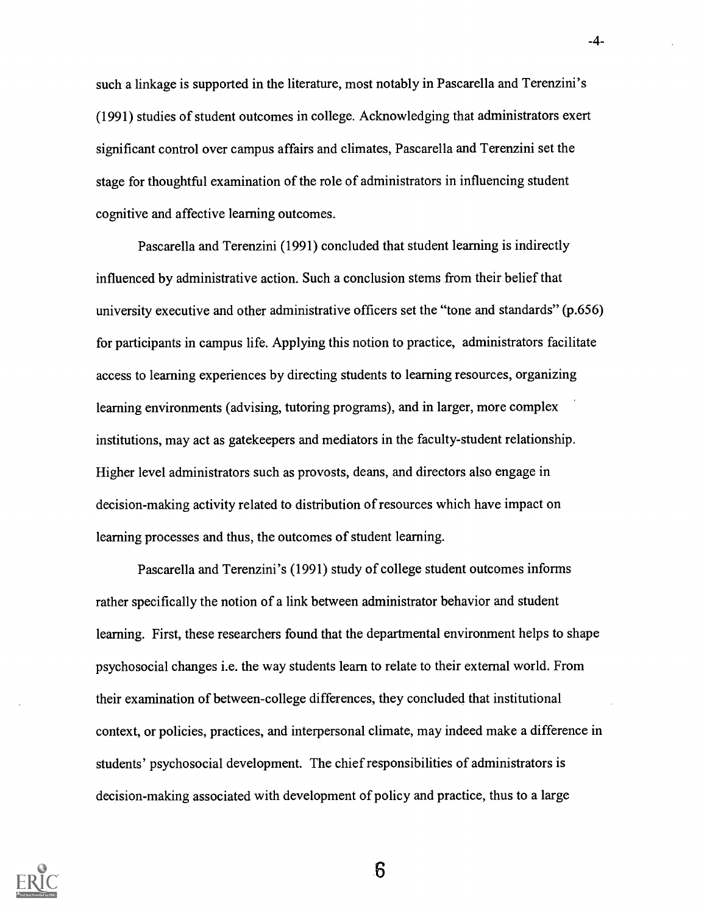such a linkage is supported in the literature, most notably in Pascarella and Terenzini's (1991) studies of student outcomes in college. Acknowledging that administrators exert significant control over campus affairs and climates, Pascarella and Terenzini set the stage for thoughtful examination of the role of administrators in influencing student cognitive and affective learning outcomes.

Pascarella and Terenzini (1991) concluded that student learning is indirectly influenced by administrative action. Such a conclusion stems from their belief that university executive and other administrative officers set the "tone and standards" (p.656) for participants in campus life. Applying this notion to practice, administrators facilitate access to learning experiences by directing students to learning resources, organizing learning environments (advising, tutoring programs), and in larger, more complex institutions, may act as gatekeepers and mediators in the faculty-student relationship. Higher level administrators such as provosts, deans, and directors also engage in decision-making activity related to distribution of resources which have impact on learning processes and thus, the outcomes of student learning.

Pascarella and Terenzini's (1991) study of college student outcomes informs rather specifically the notion of a link between administrator behavior and student learning. First, these researchers found that the departmental environment helps to shape psychosocial changes i.e. the way students learn to relate to their external world. From their examination of between-college differences, they concluded that institutional context, or policies, practices, and interpersonal climate, may indeed make a difference in students' psychosocial development. The chief responsibilities of administrators is decision-making associated with development of policy and practice, thus to a large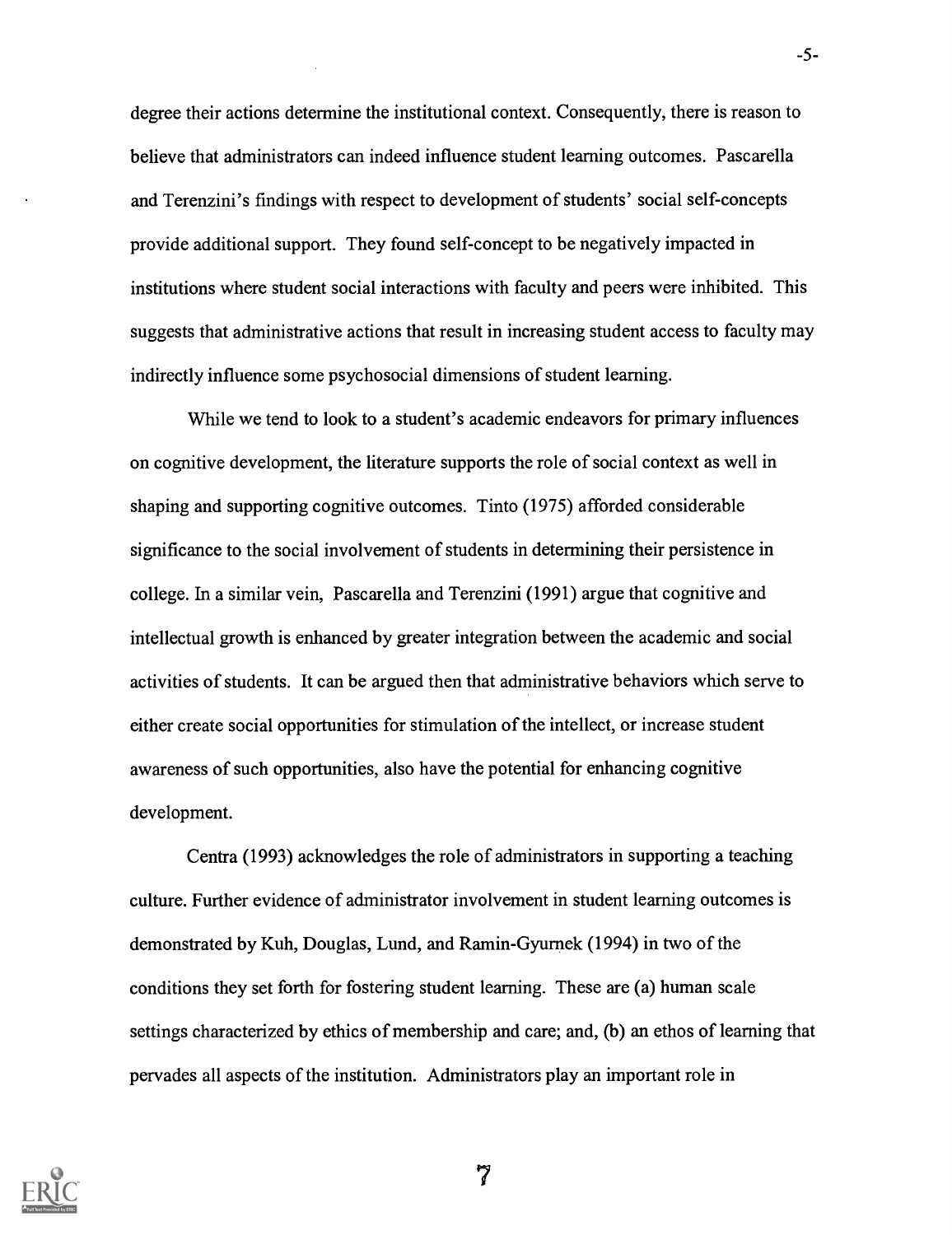degree their actions determine the institutional context. Consequently, there is reason to believe that administrators can indeed influence student learning outcomes. Pascarella and Terenzini's findings with respect to development of students' social self-concepts provide additional support. They found self-concept to be negatively impacted in institutions where student social interactions with faculty and peers were inhibited. This suggests that administrative actions that result in increasing student access to faculty may indirectly influence some psychosocial dimensions of student learning.

While we tend to look to a student's academic endeavors for primary influences on cognitive development, the literature supports the role of social context as well in shaping and supporting cognitive outcomes. Tinto (1975) afforded considerable significance to the social involvement of students in determining their persistence in college. In a similar vein, Pascarella and Terenzini (1991) argue that cognitive and intellectual growth is enhanced by greater integration between the academic and social activities of students. It can be argued then that administrative behaviors which serve to either create social opportunities for stimulation of the intellect, or increase student awareness of such opportunities, also have the potential for enhancing cognitive development.

Centra (1993) acknowledges the role of administrators in supporting a teaching culture. Further evidence of administrator involvement in student learning outcomes is demonstrated by Kuh, Douglas, Lund, and Ramin-Gyurnek (1994) in two of the conditions they set forth for fostering student learning. These are (a) human scale settings characterized by ethics of membership and care; and, (b) an ethos of learning that pervades all aspects of the institution. Administrators play an important role in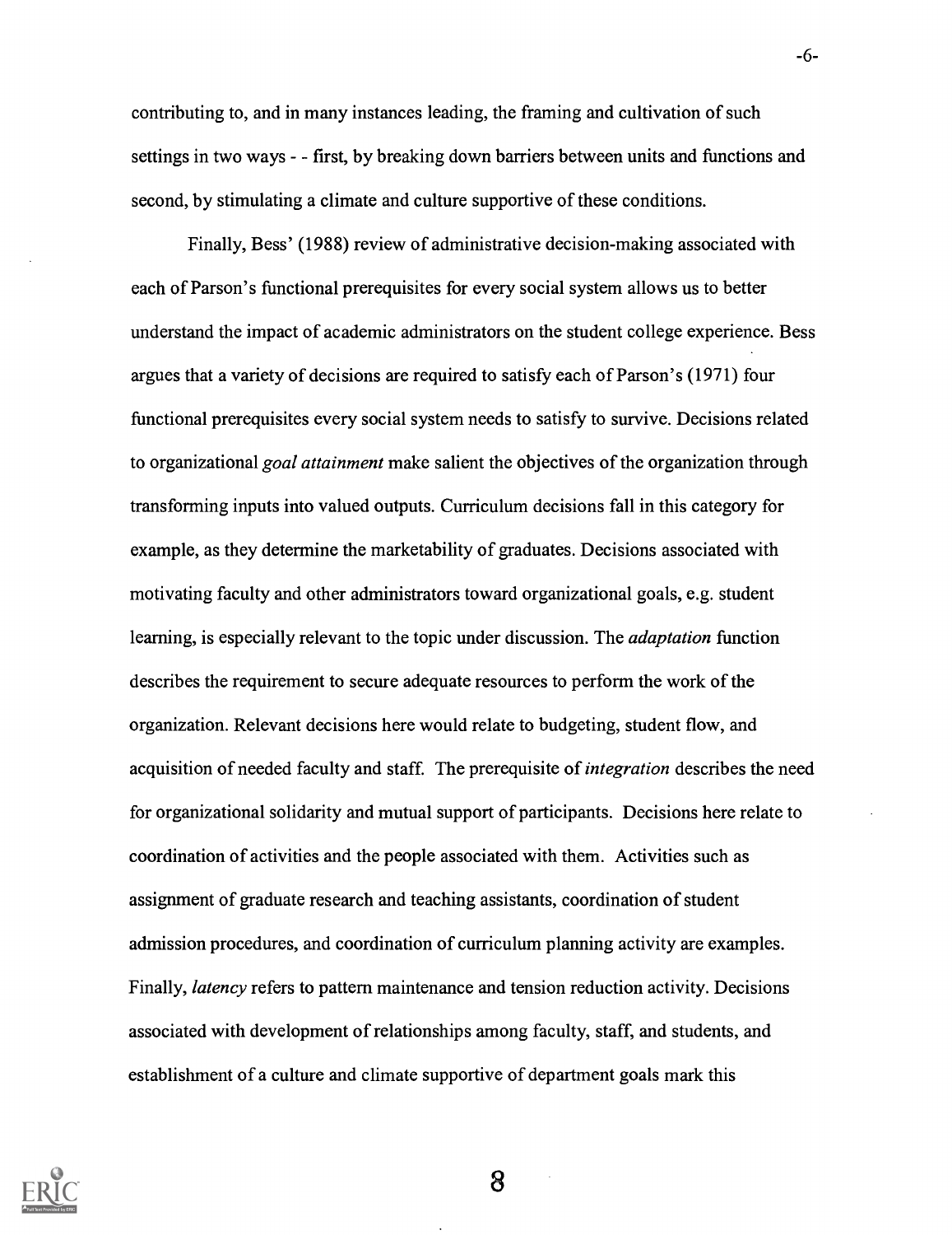contributing to, and in many instances leading, the framing and cultivation of such settings in two ways - - first, by breaking down barriers between units and functions and second, by stimulating a climate and culture supportive of these conditions.

Finally, Bess' (1988) review of administrative decision-making associated with each of Parson's functional prerequisites for every social system allows us to better understand the impact of academic administrators on the student college experience. Bess argues that a variety of decisions are required to satisfy each of Parson's (1971) four functional prerequisites every social system needs to satisfy to survive. Decisions related to organizational *goal attainment* make salient the objectives of the organization through transforming inputs into valued outputs. Curriculum decisions fall in this category for example, as they determine the marketability of graduates. Decisions associated with motivating faculty and other administrators toward organizational goals, e.g. student learning, is especially relevant to the topic under discussion. The *adaptation* function describes the requirement to secure adequate resources to perform the work of the organization. Relevant decisions here would relate to budgeting, student flow, and acquisition of needed faculty and staff. The prerequisite of *integration* describes the need for organizational solidarity and mutual support of participants. Decisions here relate to coordination of activities and the people associated with them. Activities such as assignment of graduate research and teaching assistants, coordination of student admission procedures, and coordination of curriculum planning activity are examples. Finally, *latency* refers to pattern maintenance and tension reduction activity. Decisions associated with development of relationships among faculty, staff, and students, and establishment of a culture and climate supportive of department goals mark this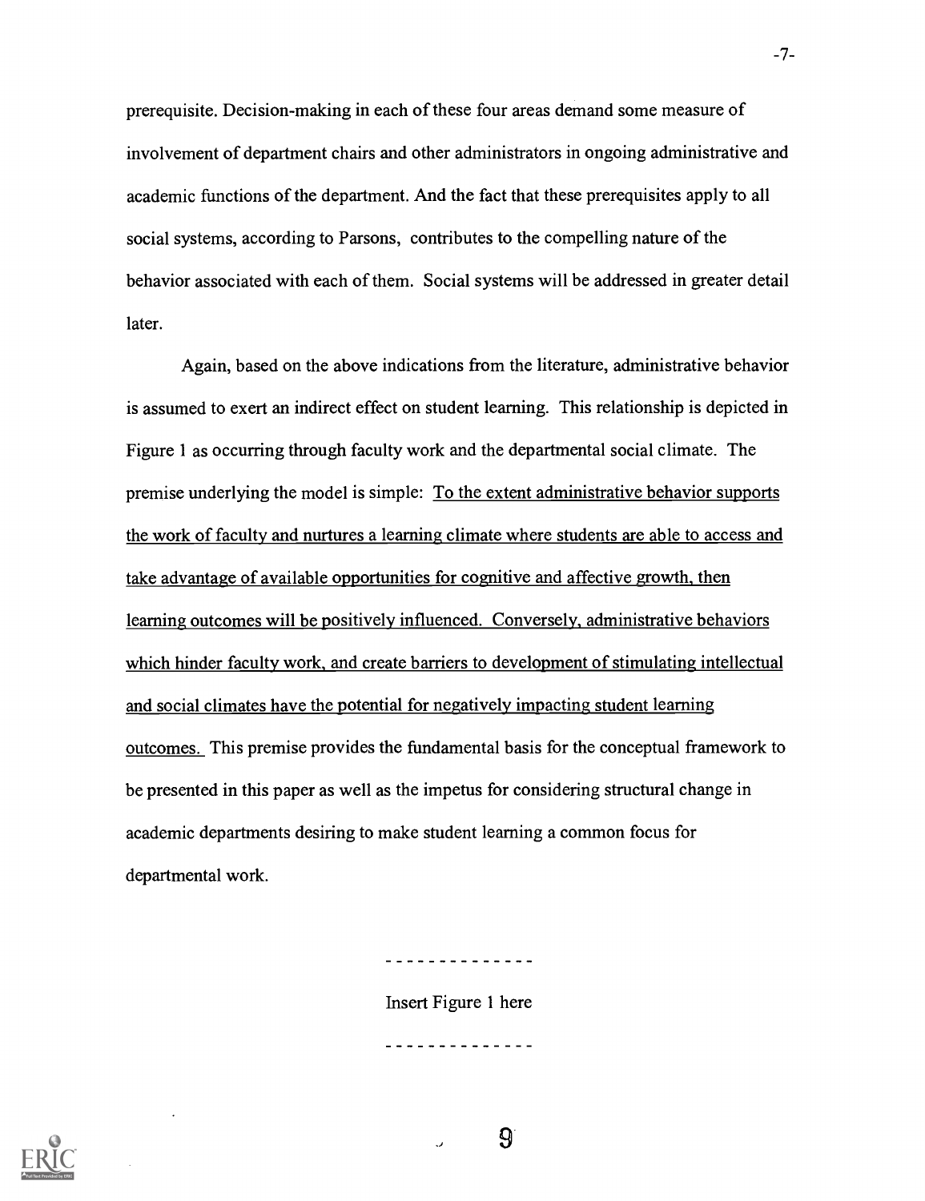prerequisite. Decision-making in each of these four areas demand some measure of involvement of department chairs and other administrators in ongoing administrative and academic functions of the department. And the fact that these prerequisites apply to all social systems, according to Parsons, contributes to the compelling nature of the behavior associated with each of them. Social systems will be addressed in greater detail later.

Again, based on the above indications from the literature, administrative behavior is assumed to exert an indirect effect on student learning. This relationship is depicted in Figure 1 as occurring through faculty work and the departmental social climate. The premise underlying the model is simple: <u>To the extent administrative behavior supports the work of faculty and nurtures a learning climate where students are able to access and take advantage of available opportunities for cognitive and affective growth, then learning outcomes will be positively influenced. Conversely, administrative behaviors which hinder faculty work, and create barriers to development of stimulating intellectual and social climates have the potential for negatively impacting student learning outcomes.</u> This premise provides the fundamental basis for the conceptual framework to be presented in this paper as well as the impetus for considering structural change in academic departments desiring to make student learning a common focus for departmental work.

- - - - - - - - - - - - - -

Insert Figure 1 here

- - - - - - - - - - - - - -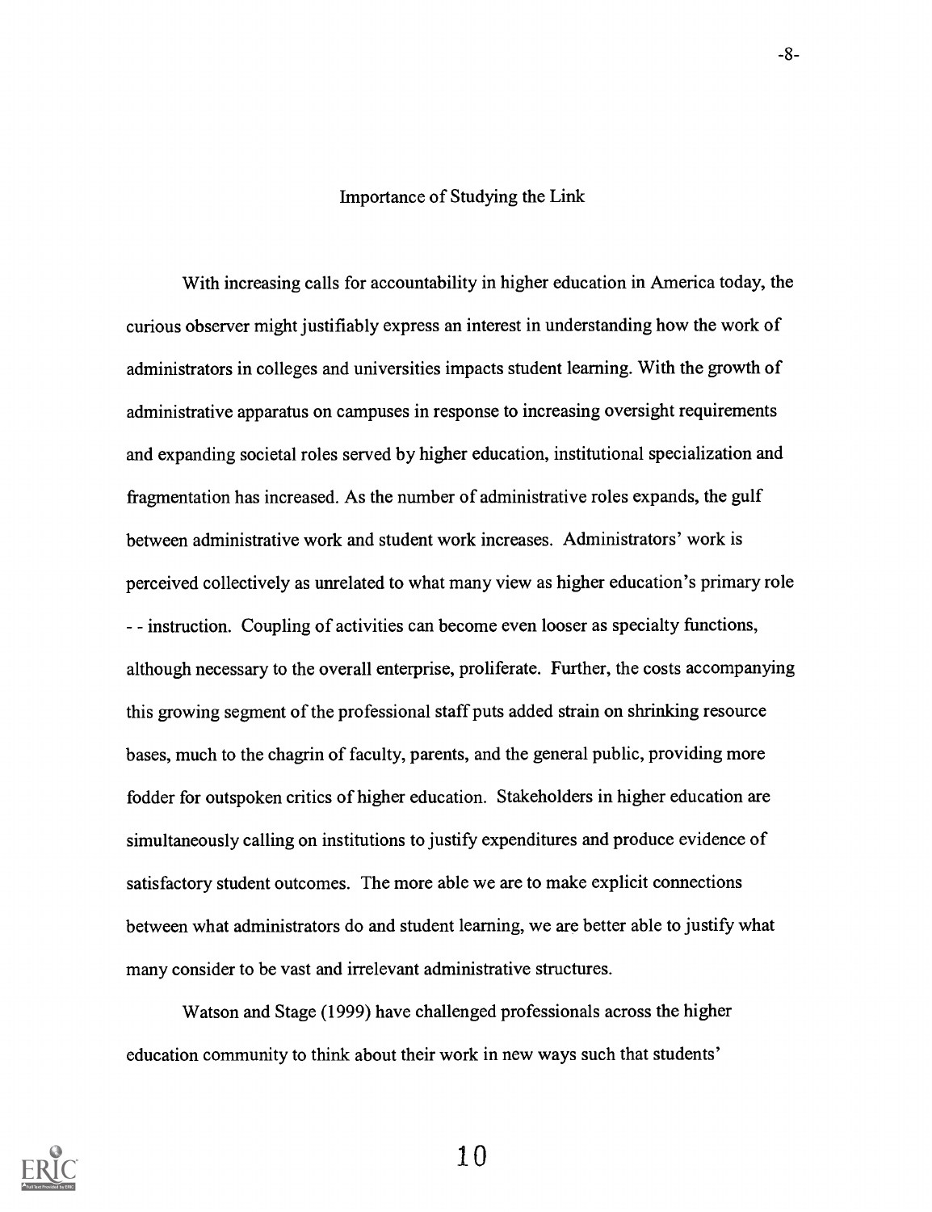## Importance of Studying the Link

With increasing calls for accountability in higher education in America today, the curious observer might justifiably express an interest in understanding how the work of administrators in colleges and universities impacts student learning. With the growth of administrative apparatus on campuses in response to increasing oversight requirements and expanding societal roles served by higher education, institutional specialization and fragmentation has increased. As the number of administrative roles expands, the gulf between administrative work and student work increases. Administrators' work is perceived collectively as unrelated to what many view as higher education's primary role - - instruction. Coupling of activities can become even looser as specialty functions, although necessary to the overall enterprise, proliferate. Further, the costs accompanying this growing segment of the professional staff puts added strain on shrinking resource bases, much to the chagrin of faculty, parents, and the general public, providing more fodder for outspoken critics of higher education. Stakeholders in higher education are simultaneously calling on institutions to justify expenditures and produce evidence of satisfactory student outcomes. The more able we are to make explicit connections between what administrators do and student learning, we are better able to justify what many consider to be vast and irrelevant administrative structures.

Watson and Stage (1999) have challenged professionals across the higher education community to think about their work in new ways such that students'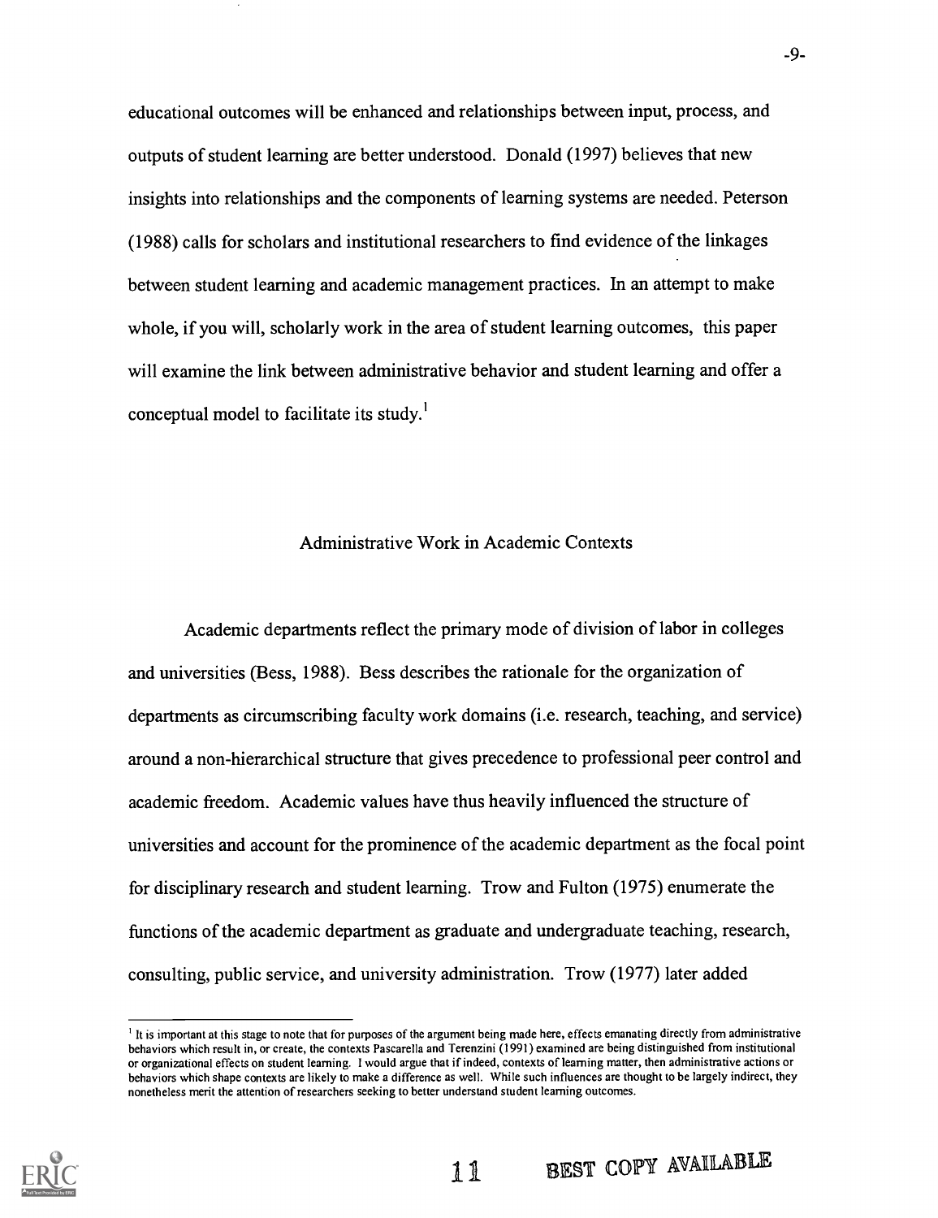educational outcomes will be enhanced and relationships between input, process, and outputs of student learning are better understood. Donald (1997) believes that new insights into relationships and the components of learning systems are needed. Peterson (1988) calls for scholars and institutional researchers to find evidence of the linkages between student learning and academic management practices. In an attempt to make whole, if you will, scholarly work in the area of student learning outcomes, this paper will examine the link between administrative behavior and student learning and offer a conceptual model to facilitate its study.[1]

## Administrative Work in Academic Contexts

Academic departments reflect the primary mode of division of labor in colleges and universities (Bess, 1988). Bess describes the rationale for the organization of departments as circumscribing faculty work domains (i.e. research, teaching, and service) around a non-hierarchical structure that gives precedence to professional peer control and academic freedom. Academic values have thus heavily influenced the structure of universities and account for the prominence of the academic department as the focal point for disciplinary research and student learning. Trow and Fulton (1975) enumerate the functions of the academic department as graduate and undergraduate teaching, research, consulting, public service, and university administration. Trow (1977) later added

[1] It is important at this stage to note that for purposes of the argument being made here, effects emanating directly from administrative behaviors which result in, or create, the contexts Pascarella and Terenzini (1991) examined are being distinguished from institutional or organizational effects on student learning. I would argue that if indeed, contexts of learning matter, then administrative actions or behaviors which shape contexts are likely to make a difference as well. While such influences are thought to be largely indirect, they nonetheless merit the attention of researchers seeking to better understand student learning outcomes.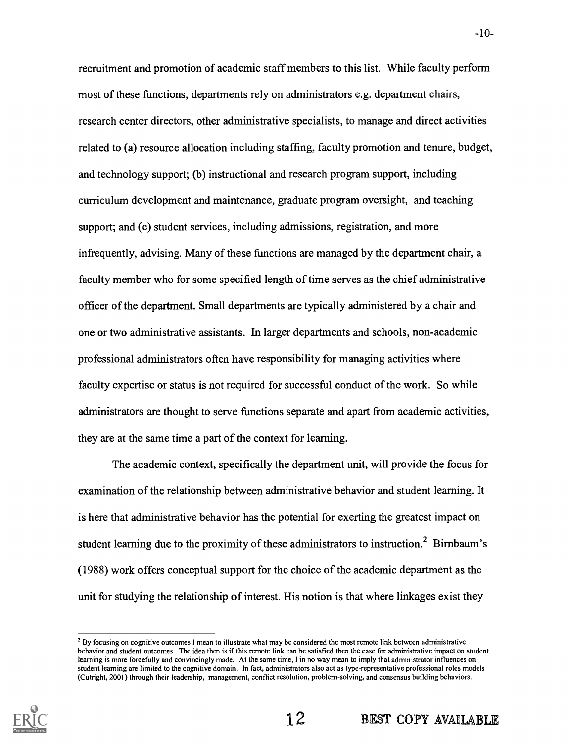recruitment and promotion of academic staff members to this list. While faculty perform most of these functions, departments rely on administrators e.g. department chairs, research center directors, other administrative specialists, to manage and direct activities related to (a) resource allocation including staffing, faculty promotion and tenure, budget, and technology support; (b) instructional and research program support, including curriculum development and maintenance, graduate program oversight, and teaching support; and (c) student services, including admissions, registration, and more infrequently, advising. Many of these functions are managed by the department chair, a faculty member who for some specified length of time serves as the chief administrative officer of the department. Small departments are typically administered by a chair and one or two administrative assistants. In larger departments and schools, non-academic professional administrators often have responsibility for managing activities where faculty expertise or status is not required for successful conduct of the work. So while administrators are thought to serve functions separate and apart from academic activities, they are at the same time a part of the context for learning.

The academic context, specifically the department unit, will provide the focus for examination of the relationship between administrative behavior and student learning. It is here that administrative behavior has the potential for exerting the greatest impact on student learning due to the proximity of these administrators to instruction.[2] Birnbaum's (1988) work offers conceptual support for the choice of the academic department as the unit for studying the relationship of interest. His notion is that where linkages exist they

[2] By focusing on cognitive outcomes I mean to illustrate what may be considered the most remote link between administrative behavior and student outcomes. The idea then is if this remote link can be satisfied then the case for administrative impact on student learning is more forcefully and convincingly made. At the same time, I in no way mean to imply that administrator influences on student learning are limited to the cognitive domain. In fact, administrators also act as type-representative professional roles models (Cutright, 2001) through their leadership, management, conflict resolution, problem-solving, and consensus building behaviors.

BEST COPY AVAILABLE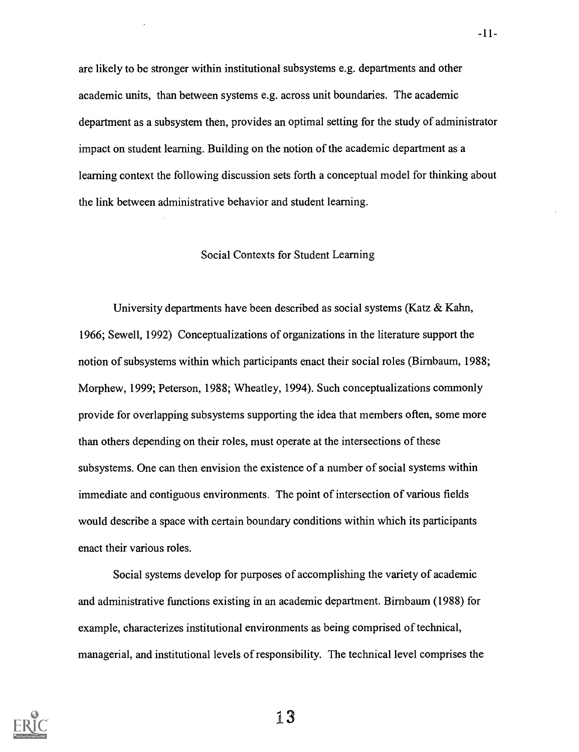are likely to be stronger within institutional subsystems e.g. departments and other academic units, than between systems e.g. across unit boundaries. The academic department as a subsystem then, provides an optimal setting for the study of administrator impact on student learning. Building on the notion of the academic department as a learning context the following discussion sets forth a conceptual model for thinking about the link between administrative behavior and student learning.

## Social Contexts for Student Learning

University departments have been described as social systems (Katz & Kahn, 1966; Sewell, 1992) Conceptualizations of organizations in the literature support the notion of subsystems within which participants enact their social roles (Birnbaum, 1988; Morphew, 1999; Peterson, 1988; Wheatley, 1994). Such conceptualizations commonly provide for overlapping subsystems supporting the idea that members often, some more than others depending on their roles, must operate at the intersections of these subsystems. One can then envision the existence of a number of social systems within immediate and contiguous environments. The point of intersection of various fields would describe a space with certain boundary conditions within which its participants enact their various roles.

Social systems develop for purposes of accomplishing the variety of academic and administrative functions existing in an academic department. Birnbaum (1988) for example, characterizes institutional environments as being comprised of technical, managerial, and institutional levels of responsibility. The technical level comprises the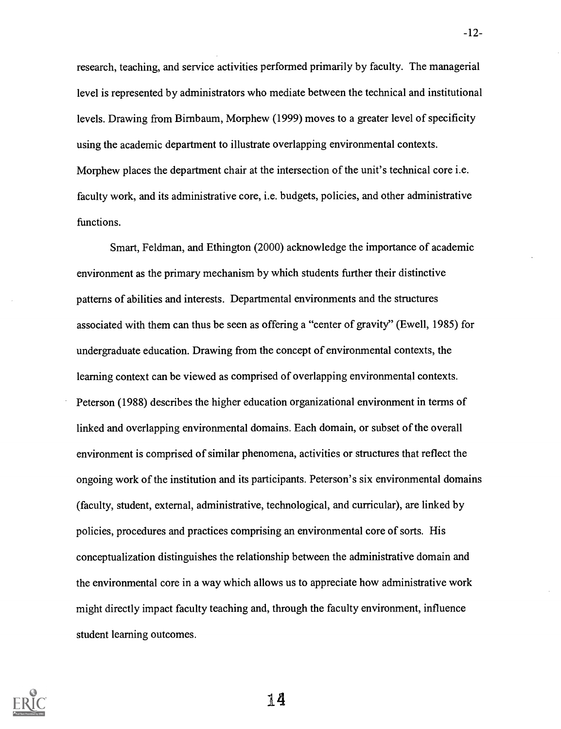research, teaching, and service activities performed primarily by faculty. The managerial level is represented by administrators who mediate between the technical and institutional levels. Drawing from Birnbaum, Morphew (1999) moves to a greater level of specificity using the academic department to illustrate overlapping environmental contexts. Morphew places the department chair at the intersection of the unit's technical core i.e. faculty work, and its administrative core, i.e. budgets, policies, and other administrative functions.

Smart, Feldman, and Ethington (2000) acknowledge the importance of academic environment as the primary mechanism by which students further their distinctive patterns of abilities and interests. Departmental environments and the structures associated with them can thus be seen as offering a "center of gravity" (Ewell, 1985) for undergraduate education. Drawing from the concept of environmental contexts, the learning context can be viewed as comprised of overlapping environmental contexts. Peterson (1988) describes the higher education organizational environment in terms of linked and overlapping environmental domains. Each domain, or subset of the overall environment is comprised of similar phenomena, activities or structures that reflect the ongoing work of the institution and its participants. Peterson's six environmental domains (faculty, student, external, administrative, technological, and curricular), are linked by policies, procedures and practices comprising an environmental core of sorts. His conceptualization distinguishes the relationship between the administrative domain and the environmental core in a way which allows us to appreciate how administrative work might directly impact faculty teaching and, through the faculty environment, influence student learning outcomes.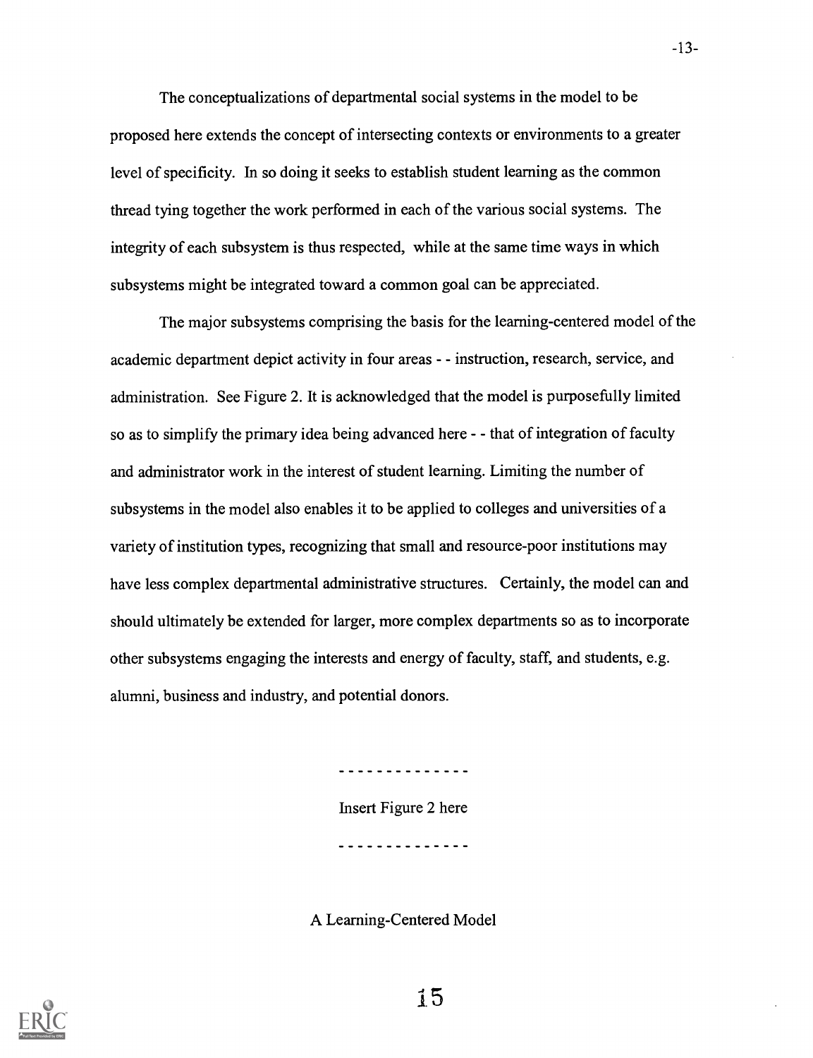The conceptualizations of departmental social systems in the model to be proposed here extends the concept of intersecting contexts or environments to a greater level of specificity. In so doing it seeks to establish student learning as the common thread tying together the work performed in each of the various social systems. The integrity of each subsystem is thus respected, while at the same time ways in which subsystems might be integrated toward a common goal can be appreciated.

The major subsystems comprising the basis for the learning-centered model of the academic department depict activity in four areas - - instruction, research, service, and administration. See Figure 2. It is acknowledged that the model is purposefully limited so as to simplify the primary idea being advanced here - - that of integration of faculty and administrator work in the interest of student learning. Limiting the number of subsystems in the model also enables it to be applied to colleges and universities of a variety of institution types, recognizing that small and resource-poor institutions may have less complex departmental administrative structures. Certainly, the model can and should ultimately be extended for larger, more complex departments so as to incorporate other subsystems engaging the interests and energy of faculty, staff, and students, e.g. alumni, business and industry, and potential donors.

- - - - - - - - - - - - - -

Insert Figure 2 here

- - - - - - - - - - - - - -

## A Learning-Centered Model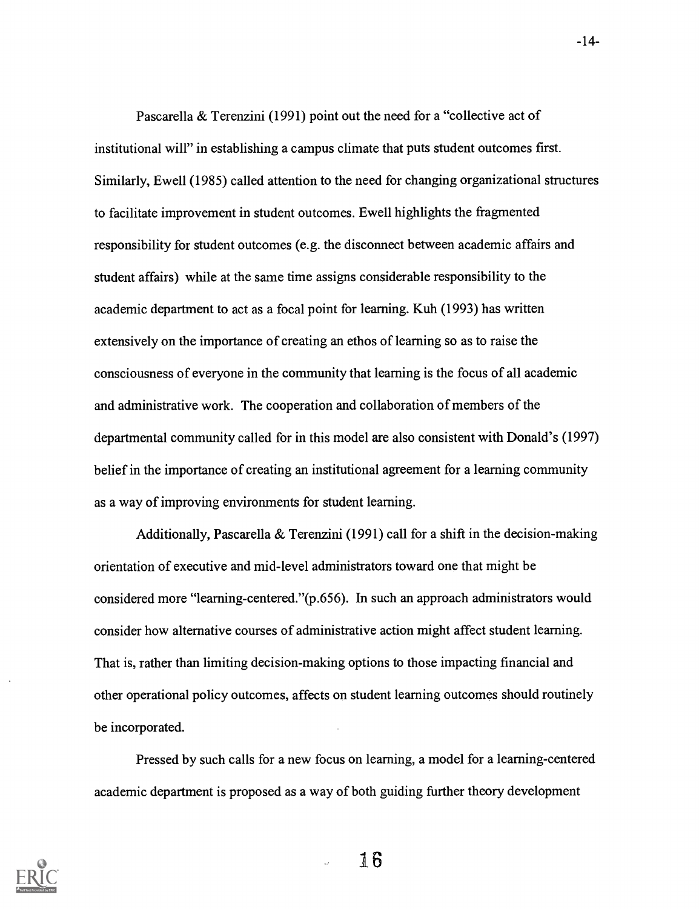Pascarella & Terenzini (1991) point out the need for a "collective act of institutional will" in establishing a campus climate that puts student outcomes first. Similarly, Ewell (1985) called attention to the need for changing organizational structures to facilitate improvement in student outcomes. Ewell highlights the fragmented responsibility for student outcomes (e.g. the disconnect between academic affairs and student affairs) while at the same time assigns considerable responsibility to the academic department to act as a focal point for learning. Kuh (1993) has written extensively on the importance of creating an ethos of learning so as to raise the consciousness of everyone in the community that learning is the focus of all academic and administrative work. The cooperation and collaboration of members of the departmental community called for in this model are also consistent with Donald's (1997) belief in the importance of creating an institutional agreement for a learning community as a way of improving environments for student learning.

Additionally, Pascarella & Terenzini (1991) call for a shift in the decision-making orientation of executive and mid-level administrators toward one that might be considered more "learning-centered."(p.656). In such an approach administrators would consider how alternative courses of administrative action might affect student learning. That is, rather than limiting decision-making options to those impacting financial and other operational policy outcomes, affects on student learning outcomes should routinely be incorporated.

Pressed by such calls for a new focus on learning, a model for a learning-centered academic department is proposed as a way of both guiding further theory development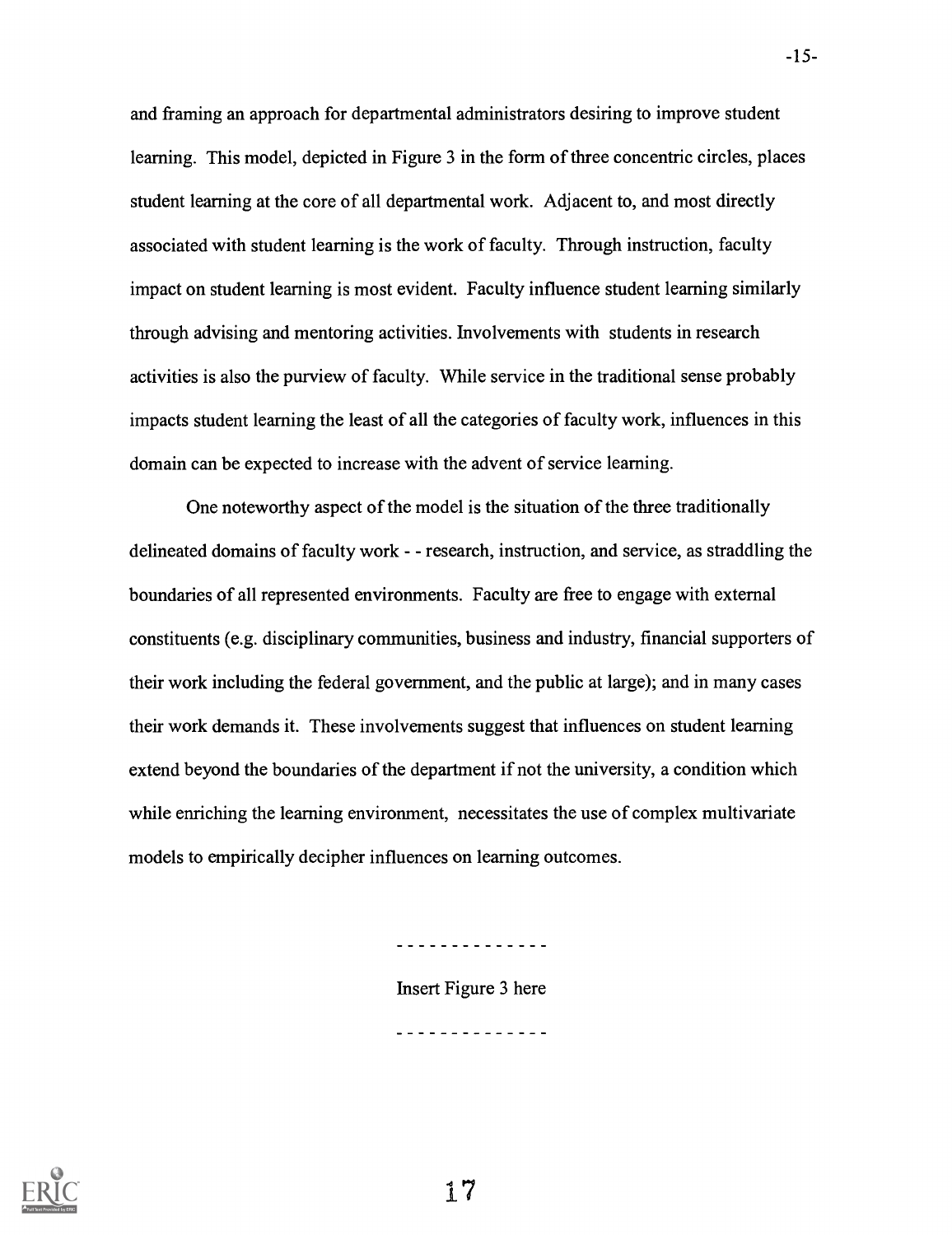and framing an approach for departmental administrators desiring to improve student learning. This model, depicted in Figure 3 in the form of three concentric circles, places student learning at the core of all departmental work. Adjacent to, and most directly associated with student learning is the work of faculty. Through instruction, faculty impact on student learning is most evident. Faculty influence student learning similarly through advising and mentoring activities. Involvements with students in research activities is also the purview of faculty. While service in the traditional sense probably impacts student learning the least of all the categories of faculty work, influences in this domain can be expected to increase with the advent of service learning.

One noteworthy aspect of the model is the situation of the three traditionally delineated domains of faculty work - - research, instruction, and service, as straddling the boundaries of all represented environments. Faculty are free to engage with external constituents (e.g. disciplinary communities, business and industry, financial supporters of their work including the federal government, and the public at large); and in many cases their work demands it. These involvements suggest that influences on student learning extend beyond the boundaries of the department if not the university, a condition which while enriching the learning environment, necessitates the use of complex multivariate models to empirically decipher influences on learning outcomes.

- - - - - - - - - - - - - -

Insert Figure 3 here

- - - - - - - - - - - - - -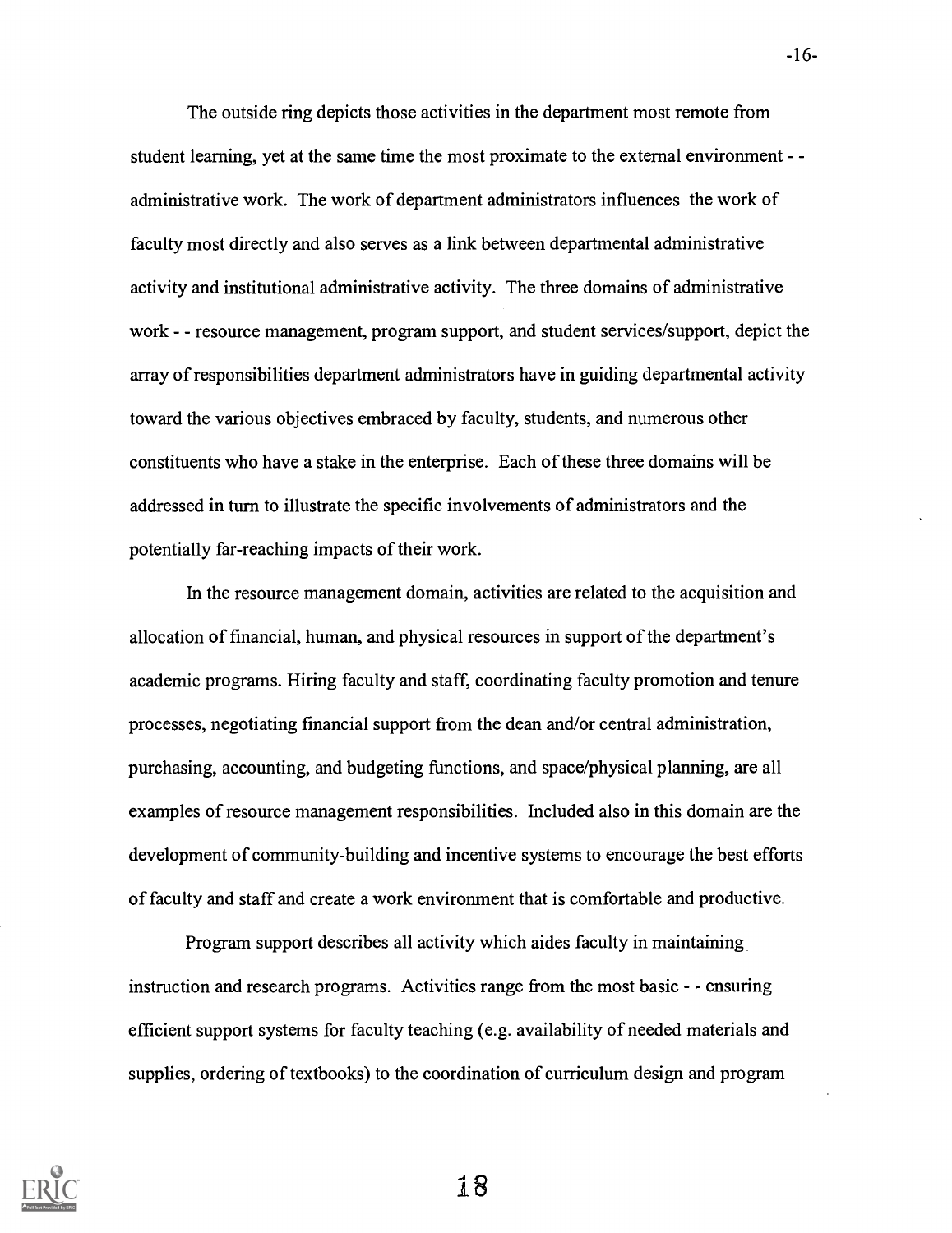The outside ring depicts those activities in the department most remote from student learning, yet at the same time the most proximate to the external environment - - administrative work. The work of department administrators influences the work of faculty most directly and also serves as a link between departmental administrative activity and institutional administrative activity. The three domains of administrative work - - resource management, program support, and student services/support, depict the array of responsibilities department administrators have in guiding departmental activity toward the various objectives embraced by faculty, students, and numerous other constituents who have a stake in the enterprise. Each of these three domains will be addressed in turn to illustrate the specific involvements of administrators and the potentially far-reaching impacts of their work.

In the resource management domain, activities are related to the acquisition and allocation of financial, human, and physical resources in support of the department's academic programs. Hiring faculty and staff, coordinating faculty promotion and tenure processes, negotiating financial support from the dean and/or central administration, purchasing, accounting, and budgeting functions, and space/physical planning, are all examples of resource management responsibilities. Included also in this domain are the development of community-building and incentive systems to encourage the best efforts of faculty and staff and create a work environment that is comfortable and productive.

Program support describes all activity which aides faculty in maintaining instruction and research programs. Activities range from the most basic - - ensuring efficient support systems for faculty teaching (e.g. availability of needed materials and supplies, ordering of textbooks) to the coordination of curriculum design and program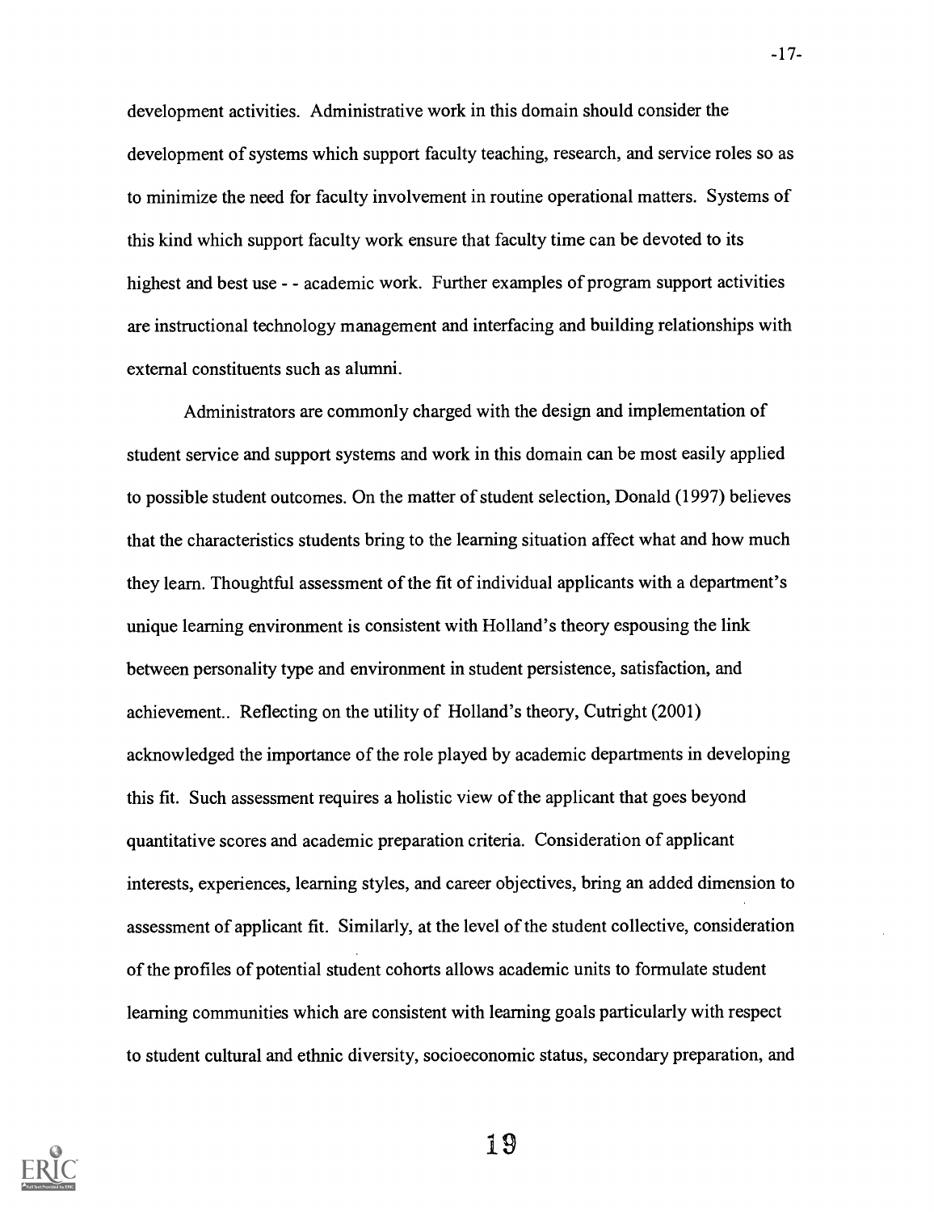development activities. Administrative work in this domain should consider the development of systems which support faculty teaching, research, and service roles so as to minimize the need for faculty involvement in routine operational matters. Systems of this kind which support faculty work ensure that faculty time can be devoted to its highest and best use - - academic work. Further examples of program support activities are instructional technology management and interfacing and building relationships with external constituents such as alumni.

Administrators are commonly charged with the design and implementation of student service and support systems and work in this domain can be most easily applied to possible student outcomes. On the matter of student selection, Donald (1997) believes that the characteristics students bring to the learning situation affect what and how much they learn. Thoughtful assessment of the fit of individual applicants with a department's unique learning environment is consistent with Holland's theory espousing the link between personality type and environment in student persistence, satisfaction, and achievement.. Reflecting on the utility of Holland's theory, Cutright (2001) acknowledged the importance of the role played by academic departments in developing this fit. Such assessment requires a holistic view of the applicant that goes beyond quantitative scores and academic preparation criteria. Consideration of applicant interests, experiences, learning styles, and career objectives, bring an added dimension to assessment of applicant fit. Similarly, at the level of the student collective, consideration of the profiles of potential student cohorts allows academic units to formulate student learning communities which are consistent with learning goals particularly with respect to student cultural and ethnic diversity, socioeconomic status, secondary preparation, and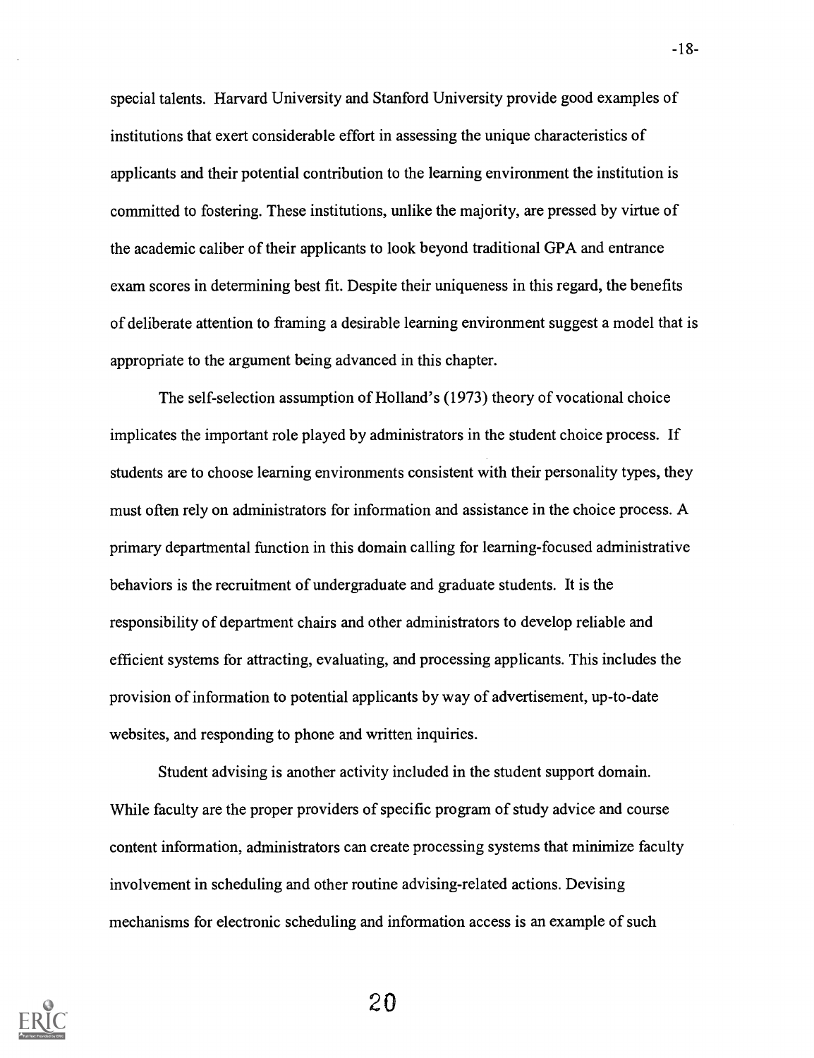special talents. Harvard University and Stanford University provide good examples of institutions that exert considerable effort in assessing the unique characteristics of applicants and their potential contribution to the learning environment the institution is committed to fostering. These institutions, unlike the majority, are pressed by virtue of the academic caliber of their applicants to look beyond traditional GPA and entrance exam scores in determining best fit. Despite their uniqueness in this regard, the benefits of deliberate attention to framing a desirable learning environment suggest a model that is appropriate to the argument being advanced in this chapter.

The self-selection assumption of Holland's (1973) theory of vocational choice implicates the important role played by administrators in the student choice process. If students are to choose learning environments consistent with their personality types, they must often rely on administrators for information and assistance in the choice process. A primary departmental function in this domain calling for learning-focused administrative behaviors is the recruitment of undergraduate and graduate students. It is the responsibility of department chairs and other administrators to develop reliable and efficient systems for attracting, evaluating, and processing applicants. This includes the provision of information to potential applicants by way of advertisement, up-to-date websites, and responding to phone and written inquiries.

Student advising is another activity included in the student support domain. While faculty are the proper providers of specific program of study advice and course content information, administrators can create processing systems that minimize faculty involvement in scheduling and other routine advising-related actions. Devising mechanisms for electronic scheduling and information access is an example of such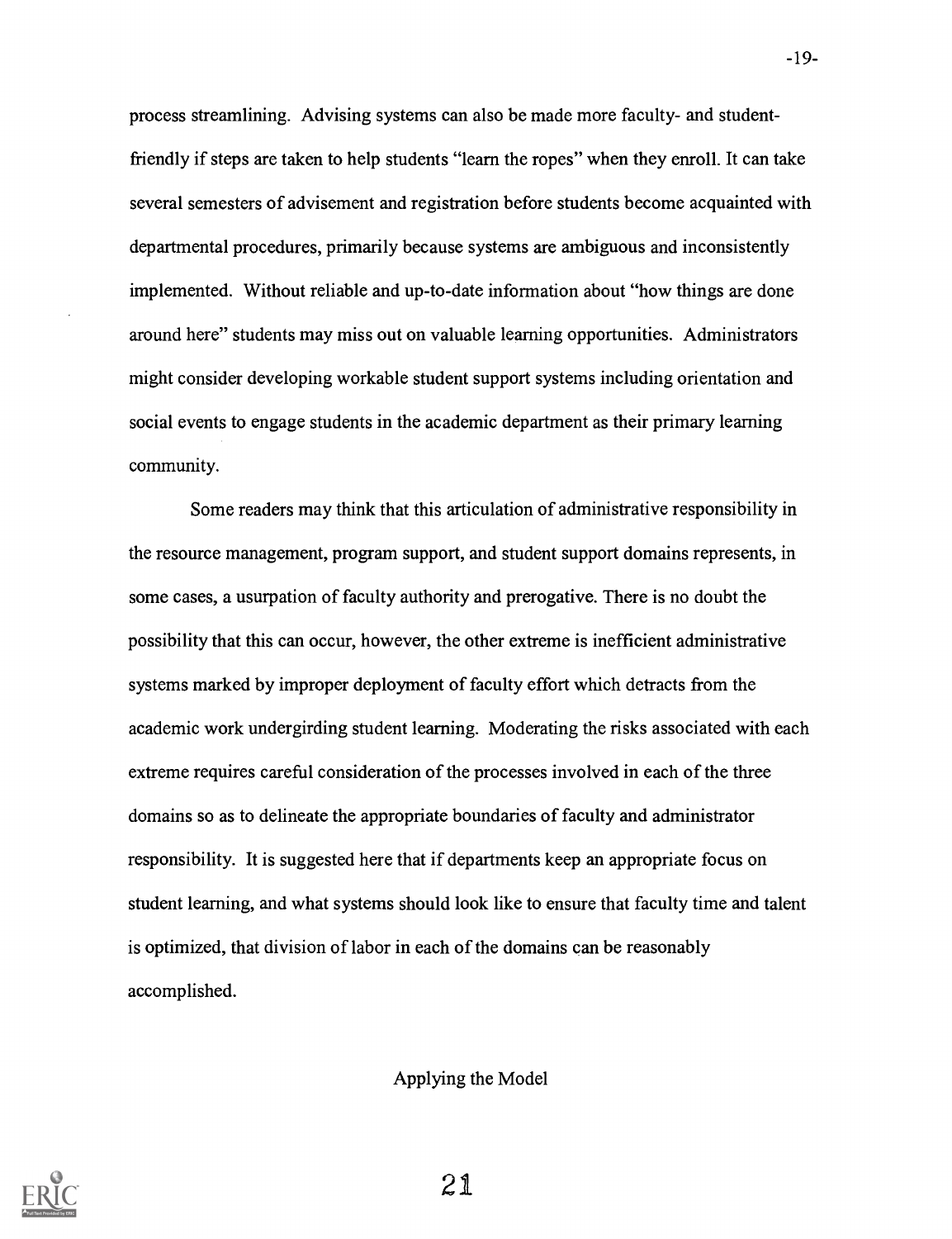process streamlining. Advising systems can also be made more faculty- and student-friendly if steps are taken to help students "learn the ropes" when they enroll. It can take several semesters of advisement and registration before students become acquainted with departmental procedures, primarily because systems are ambiguous and inconsistently implemented. Without reliable and up-to-date information about "how things are done around here" students may miss out on valuable learning opportunities. Administrators might consider developing workable student support systems including orientation and social events to engage students in the academic department as their primary learning community.

Some readers may think that this articulation of administrative responsibility in the resource management, program support, and student support domains represents, in some cases, a usurpation of faculty authority and prerogative. There is no doubt the possibility that this can occur, however, the other extreme is inefficient administrative systems marked by improper deployment of faculty effort which detracts from the academic work undergirding student learning. Moderating the risks associated with each extreme requires careful consideration of the processes involved in each of the three domains so as to delineate the appropriate boundaries of faculty and administrator responsibility. It is suggested here that if departments keep an appropriate focus on student learning, and what systems should look like to ensure that faculty time and talent is optimized, that division of labor in each of the domains can be reasonably accomplished.

## Applying the Model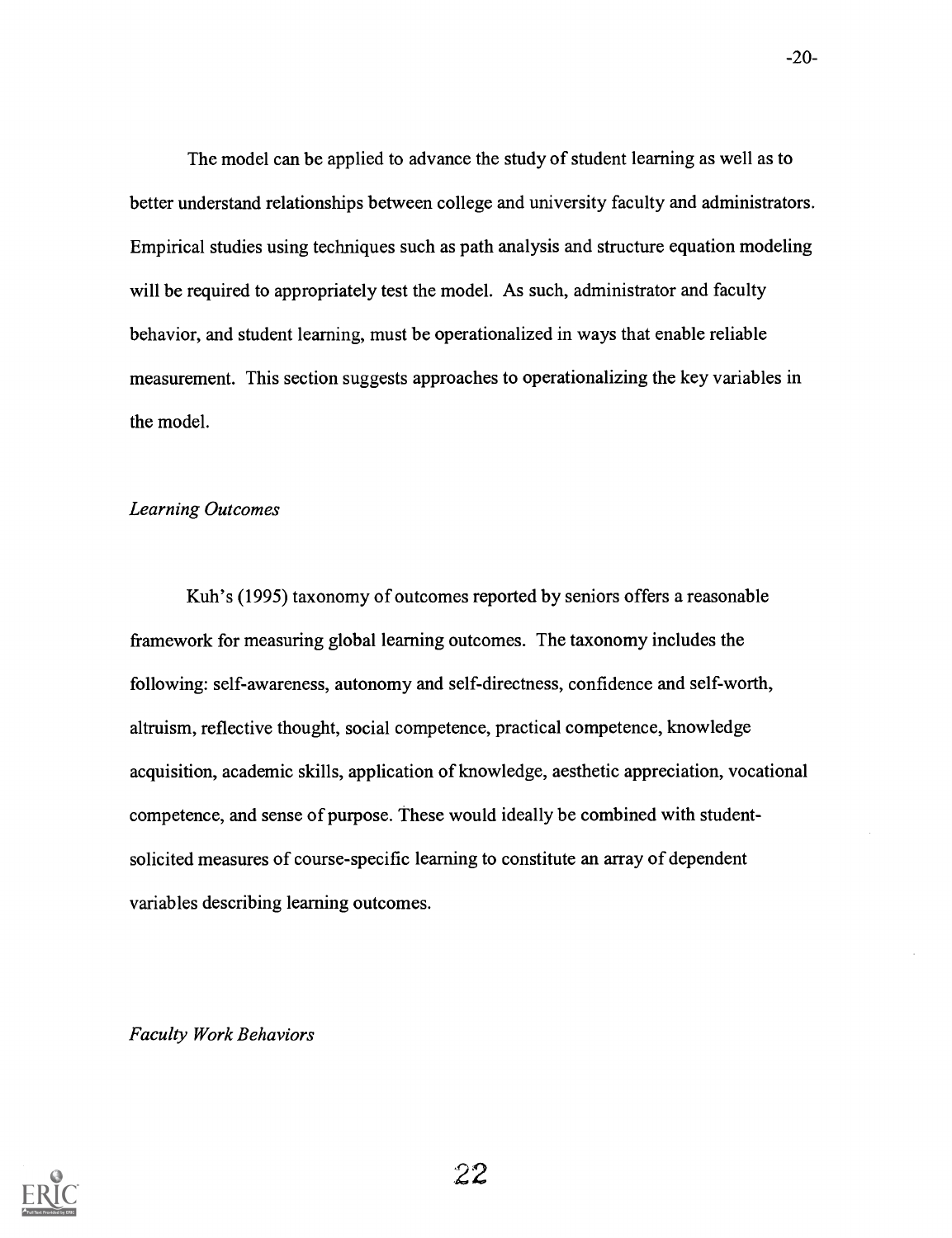The model can be applied to advance the study of student learning as well as to better understand relationships between college and university faculty and administrators. Empirical studies using techniques such as path analysis and structure equation modeling will be required to appropriately test the model. As such, administrator and faculty behavior, and student learning, must be operationalized in ways that enable reliable measurement. This section suggests approaches to operationalizing the key variables in the model.

### *Learning Outcomes*

Kuh's (1995) taxonomy of outcomes reported by seniors offers a reasonable framework for measuring global learning outcomes. The taxonomy includes the following: self-awareness, autonomy and self-directness, confidence and self-worth, altruism, reflective thought, social competence, practical competence, knowledge acquisition, academic skills, application of knowledge, aesthetic appreciation, vocational competence, and sense of purpose. These would ideally be combined with student-solicited measures of course-specific learning to constitute an array of dependent variables describing learning outcomes.

### *Faculty Work Behaviors*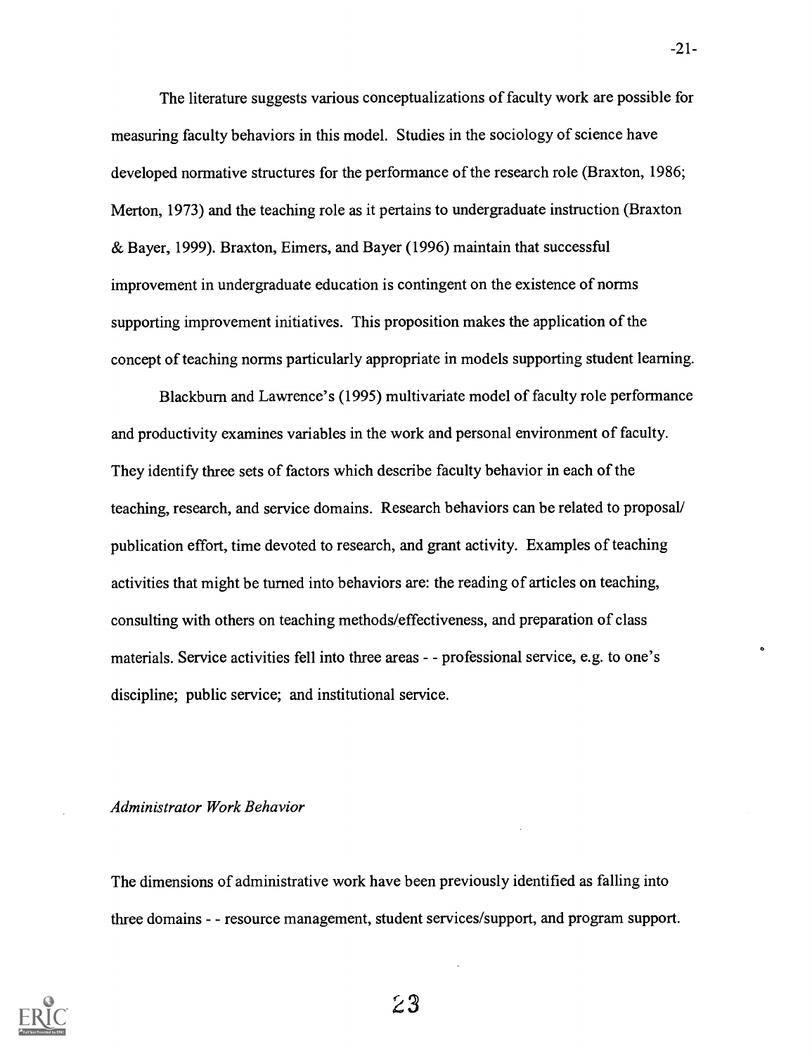The literature suggests various conceptualizations of faculty work are possible for measuring faculty behaviors in this model. Studies in the sociology of science have developed normative structures for the performance of the research role (Braxton, 1986; Merton, 1973) and the teaching role as it pertains to undergraduate instruction (Braxton & Bayer, 1999). Braxton, Eimers, and Bayer (1996) maintain that successful improvement in undergraduate education is contingent on the existence of norms supporting improvement initiatives. This proposition makes the application of the concept of teaching norms particularly appropriate in models supporting student learning.

Blackburn and Lawrence's (1995) multivariate model of faculty role performance and productivity examines variables in the work and personal environment of faculty. They identify three sets of factors which describe faculty behavior in each of the teaching, research, and service domains. Research behaviors can be related to proposal/ publication effort, time devoted to research, and grant activity. Examples of teaching activities that might be turned into behaviors are: the reading of articles on teaching, consulting with others on teaching methods/effectiveness, and preparation of class materials. Service activities fell into three areas - - professional service, e.g. to one's discipline; public service; and institutional service.

### *Administrator Work Behavior*

The dimensions of administrative work have been previously identified as falling into three domains - - resource management, student services/support, and program support.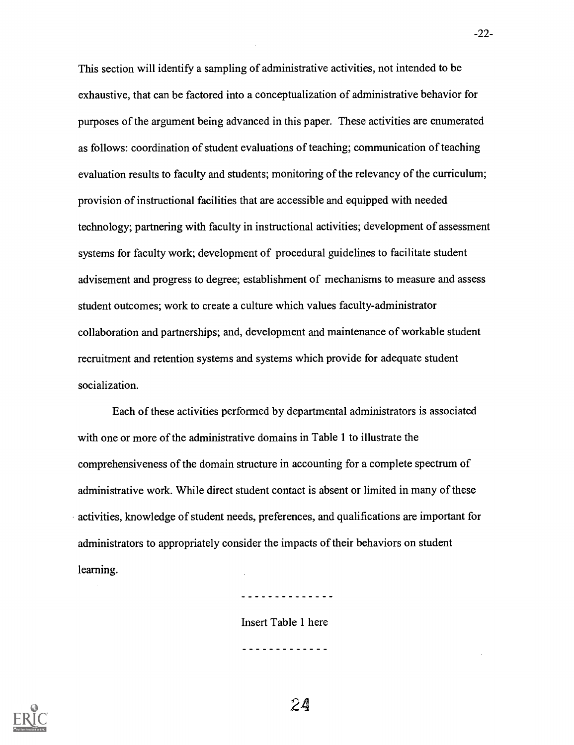This section will identify a sampling of administrative activities, not intended to be exhaustive, that can be factored into a conceptualization of administrative behavior for purposes of the argument being advanced in this paper. These activities are enumerated as follows: coordination of student evaluations of teaching; communication of teaching evaluation results to faculty and students; monitoring of the relevancy of the curriculum; provision of instructional facilities that are accessible and equipped with needed technology; partnering with faculty in instructional activities; development of assessment systems for faculty work; development of procedural guidelines to facilitate student advisement and progress to degree; establishment of mechanisms to measure and assess student outcomes; work to create a culture which values faculty-administrator collaboration and partnerships; and, development and maintenance of workable student recruitment and retention systems and systems which provide for adequate student socialization.

Each of these activities performed by departmental administrators is associated with one or more of the administrative domains in Table 1 to illustrate the comprehensiveness of the domain structure in accounting for a complete spectrum of administrative work. While direct student contact is absent or limited in many of these activities, knowledge of student needs, preferences, and qualifications are important for administrators to appropriately consider the impacts of their behaviors on student learning.

\- - - - - - - - - - - - -

Insert Table 1 here

\- - - - - - - - - - - -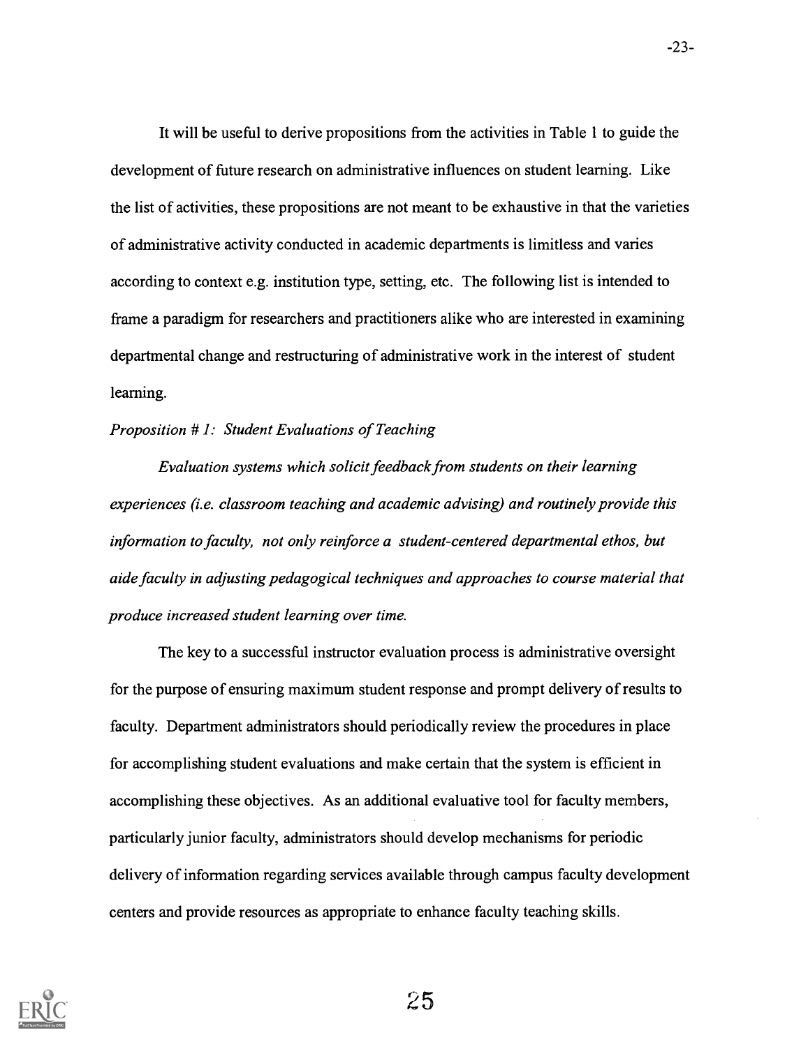It will be useful to derive propositions from the activities in Table 1 to guide the development of future research on administrative influences on student learning. Like the list of activities, these propositions are not meant to be exhaustive in that the varieties of administrative activity conducted in academic departments is limitless and varies according to context e.g. institution type, setting, etc. The following list is intended to frame a paradigm for researchers and practitioners alike who are interested in examining departmental change and restructuring of administrative work in the interest of student learning.

*Proposition # 1: Student Evaluations of Teaching*

*Evaluation systems which solicit feedback from students on their learning experiences (i.e. classroom teaching and academic advising) and routinely provide this information to faculty, not only reinforce a student-centered departmental ethos, but aide faculty in adjusting pedagogical techniques and approaches to course material that produce increased student learning over time.*

The key to a successful instructor evaluation process is administrative oversight for the purpose of ensuring maximum student response and prompt delivery of results to faculty. Department administrators should periodically review the procedures in place for accomplishing student evaluations and make certain that the system is efficient in accomplishing these objectives. As an additional evaluative tool for faculty members, particularly junior faculty, administrators should develop mechanisms for periodic delivery of information regarding services available through campus faculty development centers and provide resources as appropriate to enhance faculty teaching skills.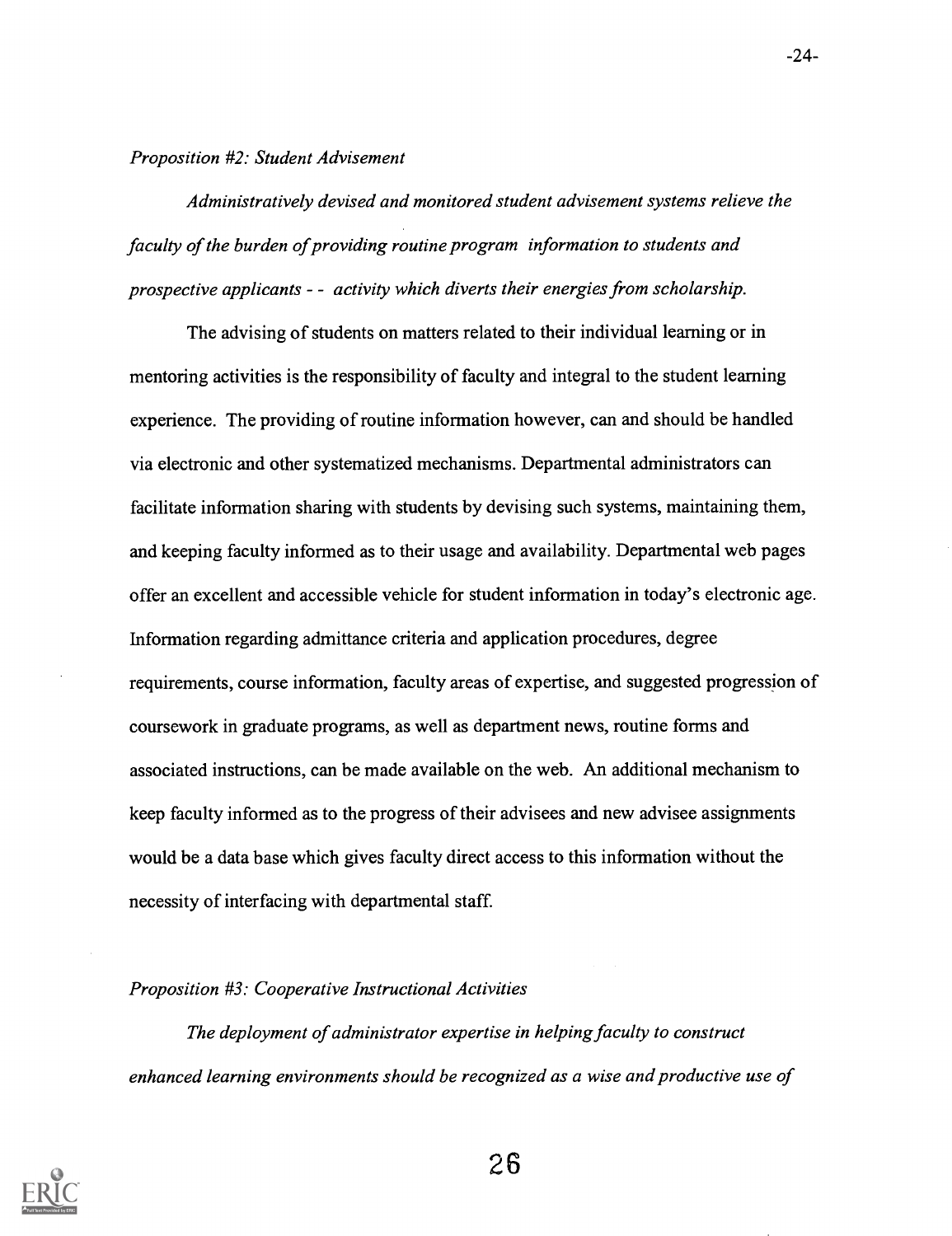*Proposition #2: Student Advisement*

*Administratively devised and monitored student advisement systems relieve the faculty of the burden of providing routine program information to students and prospective applicants - - activity which diverts their energies from scholarship.*

The advising of students on matters related to their individual learning or in mentoring activities is the responsibility of faculty and integral to the student learning experience. The providing of routine information however, can and should be handled via electronic and other systematized mechanisms. Departmental administrators can facilitate information sharing with students by devising such systems, maintaining them, and keeping faculty informed as to their usage and availability. Departmental web pages offer an excellent and accessible vehicle for student information in today's electronic age. Information regarding admittance criteria and application procedures, degree requirements, course information, faculty areas of expertise, and suggested progression of coursework in graduate programs, as well as department news, routine forms and associated instructions, can be made available on the web. An additional mechanism to keep faculty informed as to the progress of their advisees and new advisee assignments would be a data base which gives faculty direct access to this information without the necessity of interfacing with departmental staff.

*Proposition #3: Cooperative Instructional Activities*

*The deployment of administrator expertise in helping faculty to construct enhanced learning environments should be recognized as a wise and productive use of*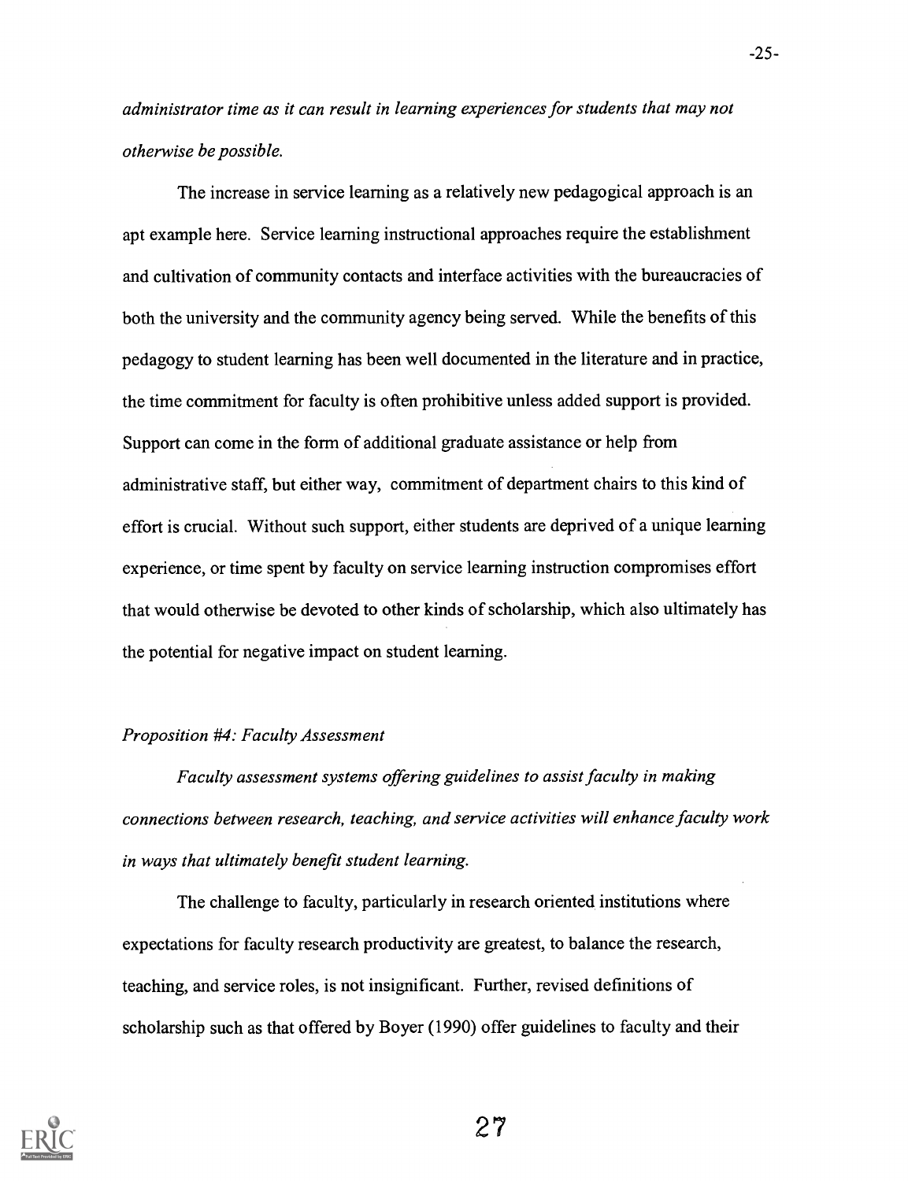*administrator time as it can result in learning experiences for students that may not otherwise be possible.*

The increase in service learning as a relatively new pedagogical approach is an apt example here. Service learning instructional approaches require the establishment and cultivation of community contacts and interface activities with the bureaucracies of both the university and the community agency being served. While the benefits of this pedagogy to student learning has been well documented in the literature and in practice, the time commitment for faculty is often prohibitive unless added support is provided. Support can come in the form of additional graduate assistance or help from administrative staff, but either way, commitment of department chairs to this kind of effort is crucial. Without such support, either students are deprived of a unique learning experience, or time spent by faculty on service learning instruction compromises effort that would otherwise be devoted to other kinds of scholarship, which also ultimately has the potential for negative impact on student learning.

*Proposition #4: Faculty Assessment*

*Faculty assessment systems offering guidelines to assist faculty in making connections between research, teaching, and service activities will enhance faculty work in ways that ultimately benefit student learning.*

The challenge to faculty, particularly in research oriented institutions where expectations for faculty research productivity are greatest, to balance the research, teaching, and service roles, is not insignificant. Further, revised definitions of scholarship such as that offered by Boyer (1990) offer guidelines to faculty and their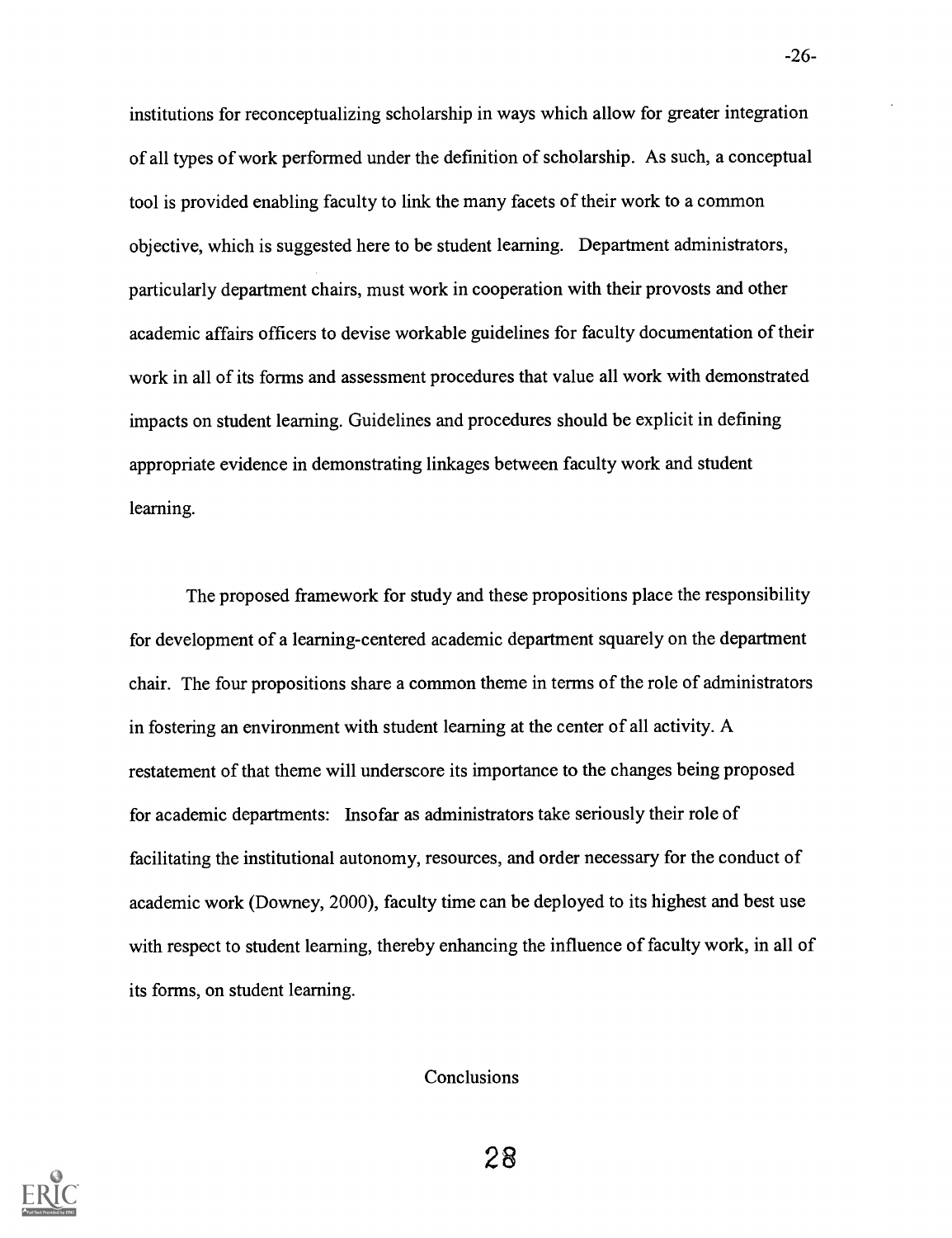institutions for reconceptualizing scholarship in ways which allow for greater integration of all types of work performed under the definition of scholarship. As such, a conceptual tool is provided enabling faculty to link the many facets of their work to a common objective, which is suggested here to be student learning. Department administrators, particularly department chairs, must work in cooperation with their provosts and other academic affairs officers to devise workable guidelines for faculty documentation of their work in all of its forms and assessment procedures that value all work with demonstrated impacts on student learning. Guidelines and procedures should be explicit in defining appropriate evidence in demonstrating linkages between faculty work and student learning.

The proposed framework for study and these propositions place the responsibility for development of a learning-centered academic department squarely on the department chair. The four propositions share a common theme in terms of the role of administrators in fostering an environment with student learning at the center of all activity. A restatement of that theme will underscore its importance to the changes being proposed for academic departments: Insofar as administrators take seriously their role of facilitating the institutional autonomy, resources, and order necessary for the conduct of academic work (Downey, 2000), faculty time can be deployed to its highest and best use with respect to student learning, thereby enhancing the influence of faculty work, in all of its forms, on student learning.

## Conclusions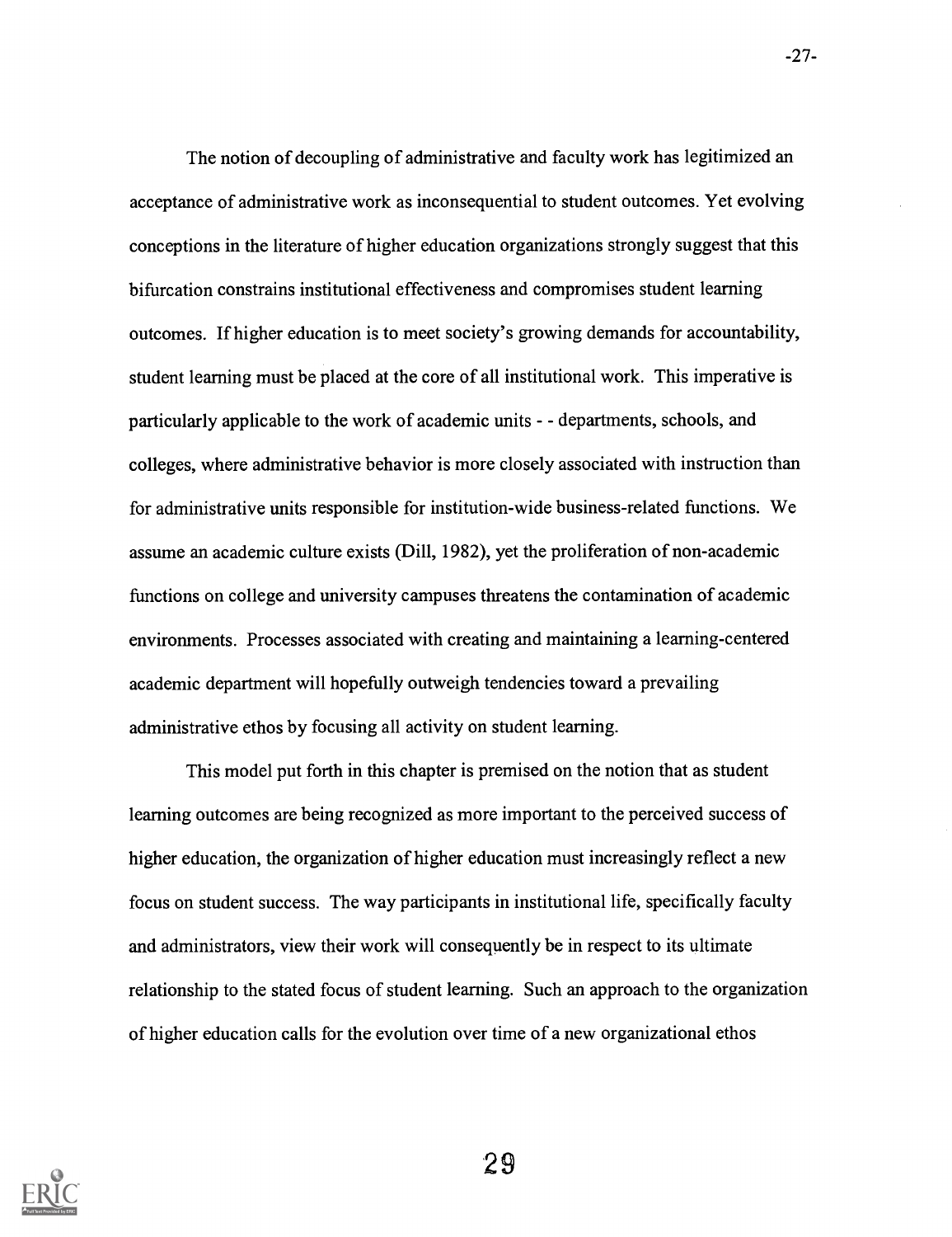The notion of decoupling of administrative and faculty work has legitimized an acceptance of administrative work as inconsequential to student outcomes. Yet evolving conceptions in the literature of higher education organizations strongly suggest that this bifurcation constrains institutional effectiveness and compromises student learning outcomes. If higher education is to meet society's growing demands for accountability, student learning must be placed at the core of all institutional work. This imperative is particularly applicable to the work of academic units - - departments, schools, and colleges, where administrative behavior is more closely associated with instruction than for administrative units responsible for institution-wide business-related functions. We assume an academic culture exists (Dill, 1982), yet the proliferation of non-academic functions on college and university campuses threatens the contamination of academic environments. Processes associated with creating and maintaining a learning-centered academic department will hopefully outweigh tendencies toward a prevailing administrative ethos by focusing all activity on student learning.

This model put forth in this chapter is premised on the notion that as student learning outcomes are being recognized as more important to the perceived success of higher education, the organization of higher education must increasingly reflect a new focus on student success. The way participants in institutional life, specifically faculty and administrators, view their work will consequently be in respect to its ultimate relationship to the stated focus of student learning. Such an approach to the organization of higher education calls for the evolution over time of a new organizational ethos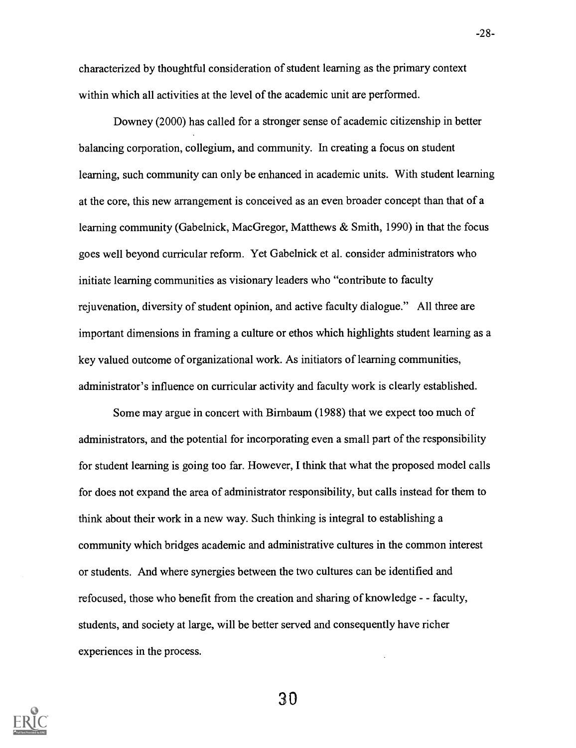characterized by thoughtful consideration of student learning as the primary context within which all activities at the level of the academic unit are performed.

Downey (2000) has called for a stronger sense of academic citizenship in better balancing corporation, collegium, and community. In creating a focus on student learning, such community can only be enhanced in academic units. With student learning at the core, this new arrangement is conceived as an even broader concept than that of a learning community (Gabelnick, MacGregor, Matthews & Smith, 1990) in that the focus goes well beyond curricular reform. Yet Gabelnick et al. consider administrators who initiate learning communities as visionary leaders who "contribute to faculty rejuvenation, diversity of student opinion, and active faculty dialogue." All three are important dimensions in framing a culture or ethos which highlights student learning as a key valued outcome of organizational work. As initiators of learning communities, administrator's influence on curricular activity and faculty work is clearly established.

Some may argue in concert with Birnbaum (1988) that we expect too much of administrators, and the potential for incorporating even a small part of the responsibility for student learning is going too far. However, I think that what the proposed model calls for does not expand the area of administrator responsibility, but calls instead for them to think about their work in a new way. Such thinking is integral to establishing a community which bridges academic and administrative cultures in the common interest or students. And where synergies between the two cultures can be identified and refocused, those who benefit from the creation and sharing of knowledge - - faculty, students, and society at large, will be better served and consequently have richer experiences in the process.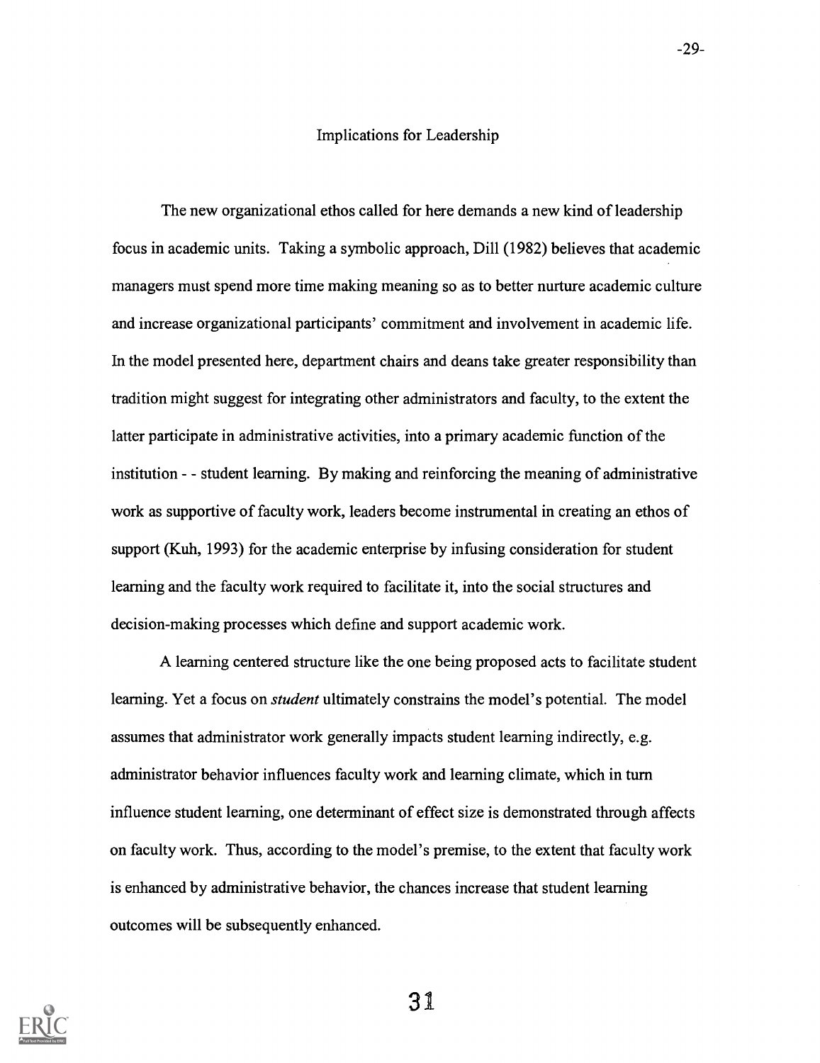## Implications for Leadership

The new organizational ethos called for here demands a new kind of leadership focus in academic units. Taking a symbolic approach, Dill (1982) believes that academic managers must spend more time making meaning so as to better nurture academic culture and increase organizational participants' commitment and involvement in academic life. In the model presented here, department chairs and deans take greater responsibility than tradition might suggest for integrating other administrators and faculty, to the extent the latter participate in administrative activities, into a primary academic function of the institution - - student learning. By making and reinforcing the meaning of administrative work as supportive of faculty work, leaders become instrumental in creating an ethos of support (Kuh, 1993) for the academic enterprise by infusing consideration for student learning and the faculty work required to facilitate it, into the social structures and decision-making processes which define and support academic work.

A learning centered structure like the one being proposed acts to facilitate student learning. Yet a focus on *student* ultimately constrains the model's potential. The model assumes that administrator work generally impacts student learning indirectly, e.g. administrator behavior influences faculty work and learning climate, which in turn influence student learning, one determinant of effect size is demonstrated through affects on faculty work. Thus, according to the model's premise, to the extent that faculty work is enhanced by administrative behavior, the chances increase that student learning outcomes will be subsequently enhanced.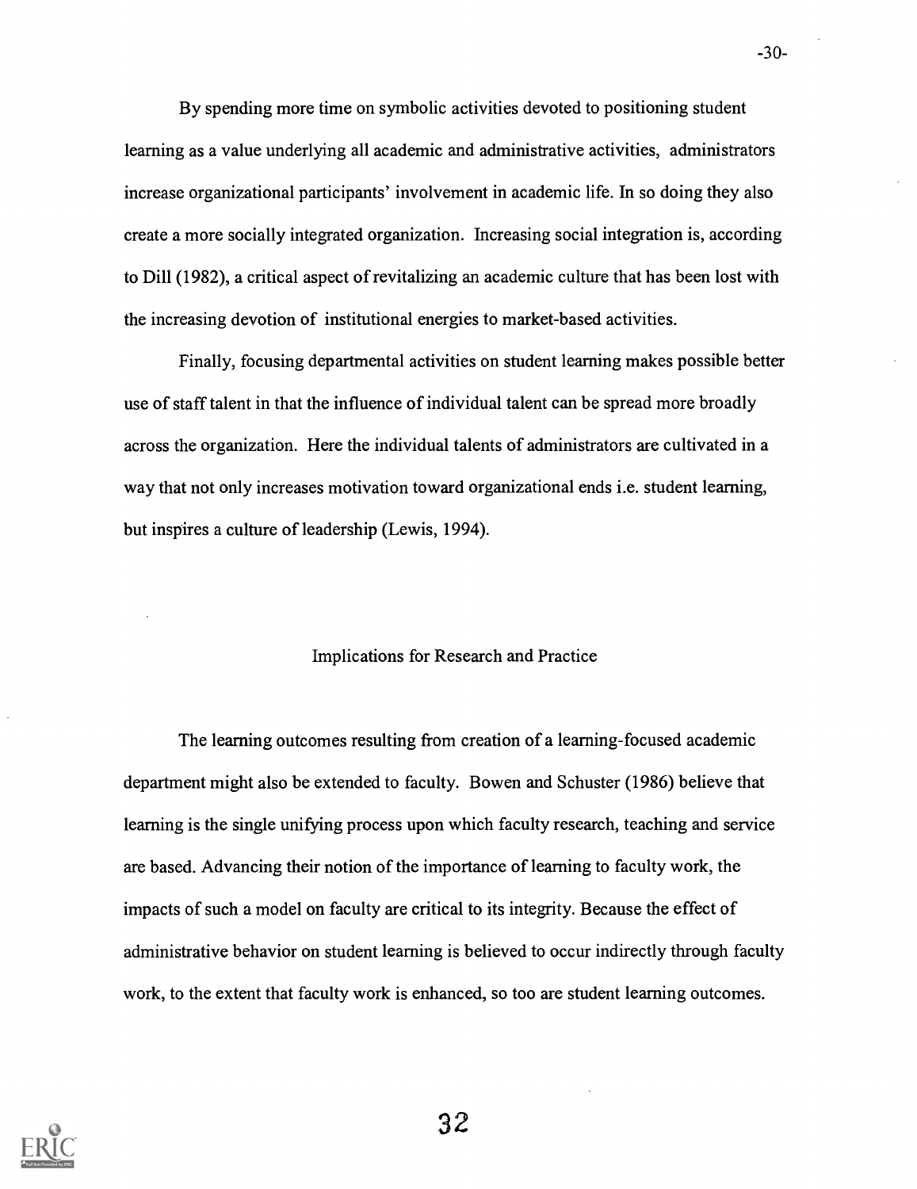By spending more time on symbolic activities devoted to positioning student learning as a value underlying all academic and administrative activities, administrators increase organizational participants' involvement in academic life. In so doing they also create a more socially integrated organization. Increasing social integration is, according to Dill (1982), a critical aspect of revitalizing an academic culture that has been lost with the increasing devotion of institutional energies to market-based activities.

Finally, focusing departmental activities on student learning makes possible better use of staff talent in that the influence of individual talent can be spread more broadly across the organization. Here the individual talents of administrators are cultivated in a way that not only increases motivation toward organizational ends i.e. student learning, but inspires a culture of leadership (Lewis, 1994).

## Implications for Research and Practice

The learning outcomes resulting from creation of a learning-focused academic department might also be extended to faculty. Bowen and Schuster (1986) believe that learning is the single unifying process upon which faculty research, teaching and service are based. Advancing their notion of the importance of learning to faculty work, the impacts of such a model on faculty are critical to its integrity. Because the effect of administrative behavior on student learning is believed to occur indirectly through faculty work, to the extent that faculty work is enhanced, so too are student learning outcomes.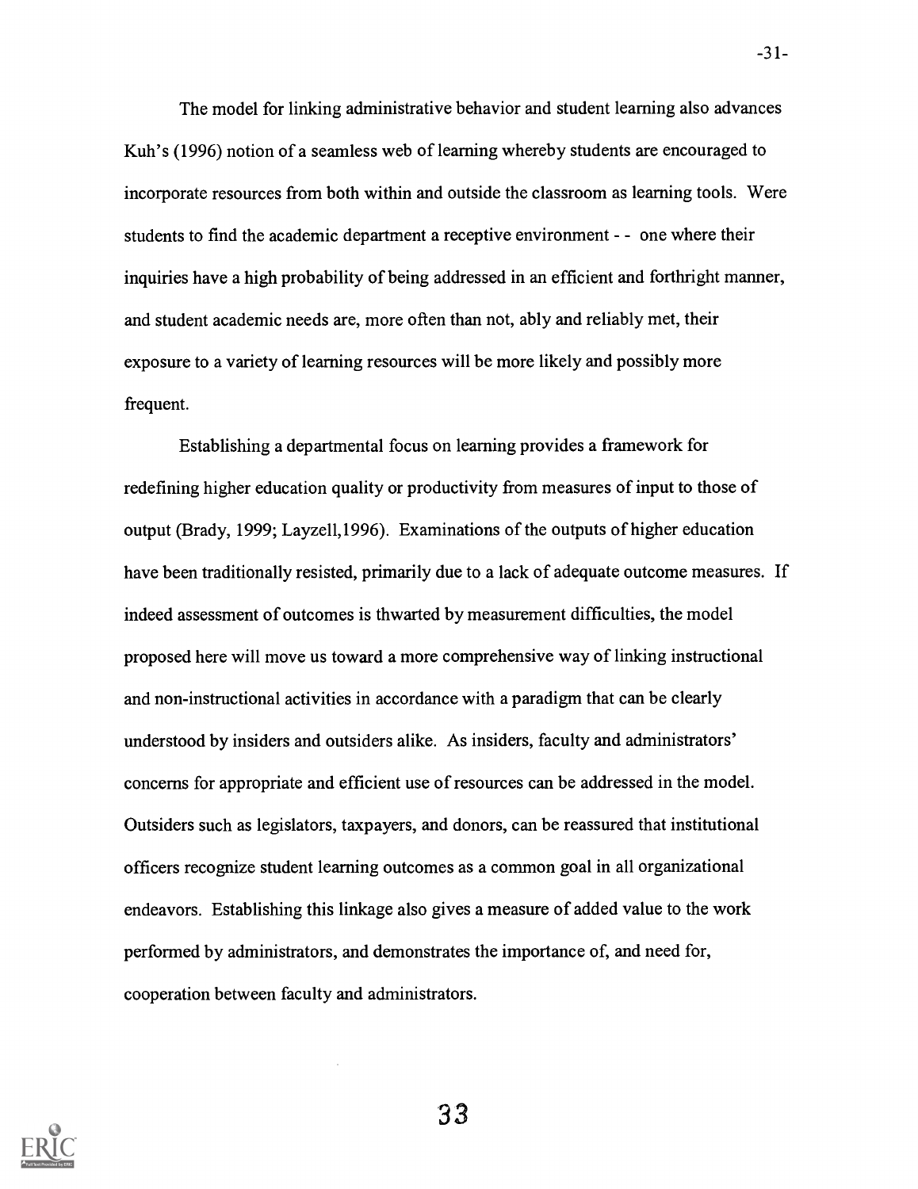The model for linking administrative behavior and student learning also advances Kuh's (1996) notion of a seamless web of learning whereby students are encouraged to incorporate resources from both within and outside the classroom as learning tools. Were students to find the academic department a receptive environment - - one where their inquiries have a high probability of being addressed in an efficient and forthright manner, and student academic needs are, more often than not, ably and reliably met, their exposure to a variety of learning resources will be more likely and possibly more frequent.

Establishing a departmental focus on learning provides a framework for redefining higher education quality or productivity from measures of input to those of output (Brady, 1999; Layzell,1996). Examinations of the outputs of higher education have been traditionally resisted, primarily due to a lack of adequate outcome measures. If indeed assessment of outcomes is thwarted by measurement difficulties, the model proposed here will move us toward a more comprehensive way of linking instructional and non-instructional activities in accordance with a paradigm that can be clearly understood by insiders and outsiders alike. As insiders, faculty and administrators' concerns for appropriate and efficient use of resources can be addressed in the model. Outsiders such as legislators, taxpayers, and donors, can be reassured that institutional officers recognize student learning outcomes as a common goal in all organizational endeavors. Establishing this linkage also gives a measure of added value to the work performed by administrators, and demonstrates the importance of, and need for, cooperation between faculty and administrators.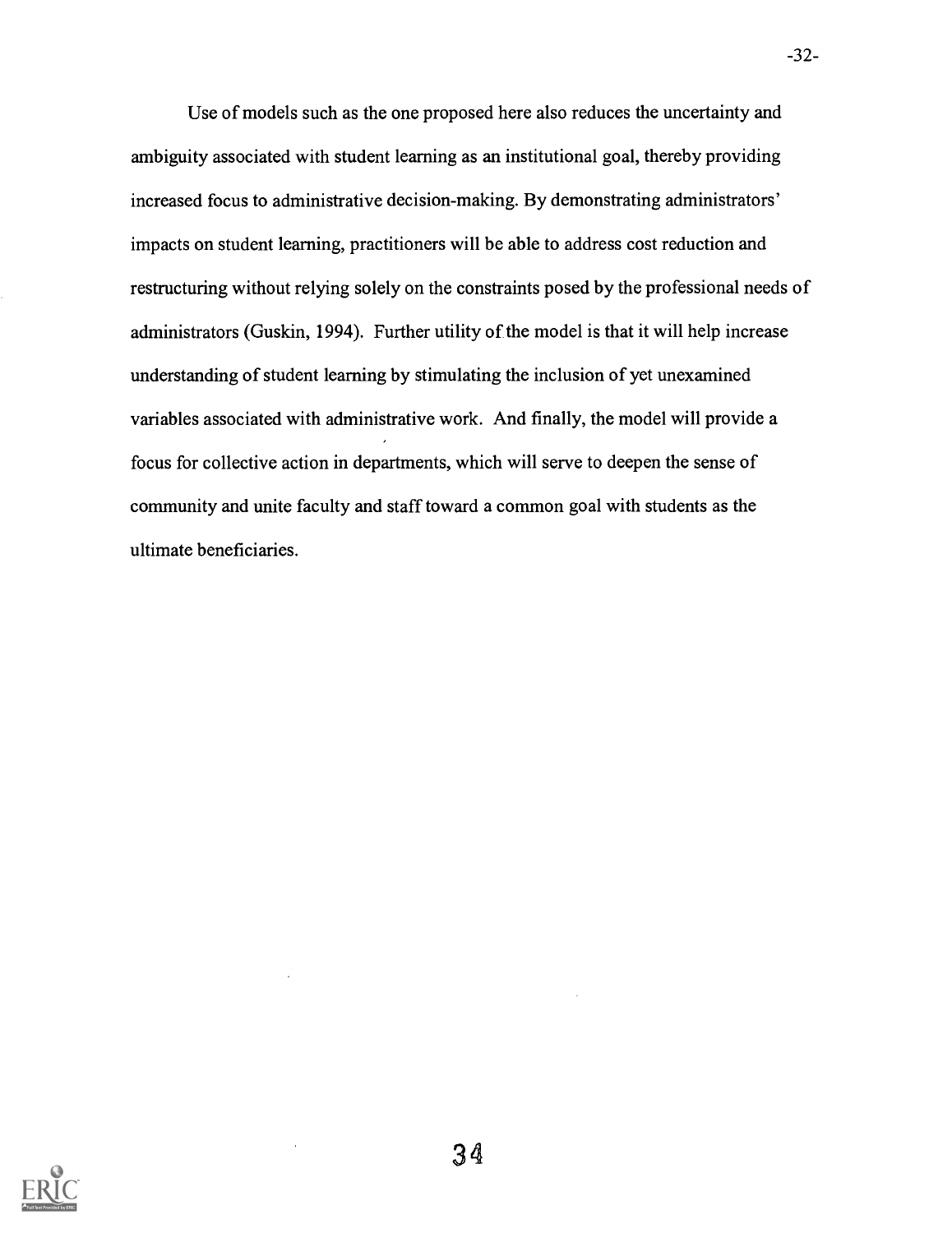Use of models such as the one proposed here also reduces the uncertainty and ambiguity associated with student learning as an institutional goal, thereby providing increased focus to administrative decision-making. By demonstrating administrators' impacts on student learning, practitioners will be able to address cost reduction and restructuring without relying solely on the constraints posed by the professional needs of administrators (Guskin, 1994). Further utility of the model is that it will help increase understanding of student learning by stimulating the inclusion of yet unexamined variables associated with administrative work. And finally, the model will provide a focus for collective action in departments, which will serve to deepen the sense of community and unite faculty and staff toward a common goal with students as the ultimate beneficiaries.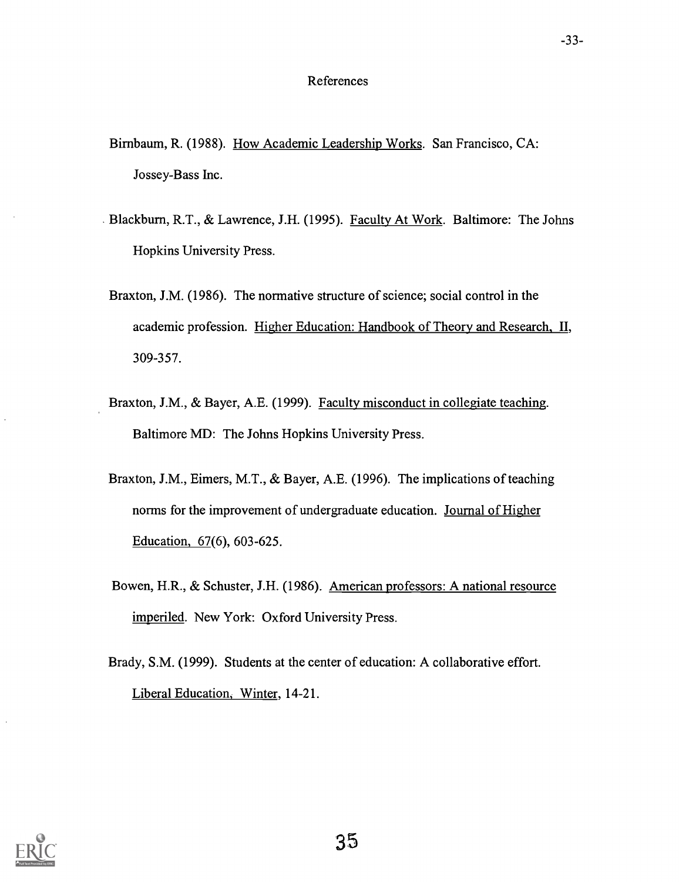# References

Birnbaum, R. (1988). How Academic Leadership Works. San Francisco, CA: Jossey-Bass Inc.

Blackburn, R.T., & Lawrence, J.H. (1995). Faculty At Work. Baltimore: The Johns Hopkins University Press.

Braxton, J.M. (1986). The normative structure of science; social control in the academic profession. Higher Education: Handbook of Theory and Research, II, 309-357.

Braxton, J.M., & Bayer, A.E. (1999). Faculty misconduct in collegiate teaching. Baltimore MD: The Johns Hopkins University Press.

Braxton, J.M., Eimers, M.T., & Bayer, A.E. (1996). The implications of teaching norms for the improvement of undergraduate education. Journal of Higher Education, 67(6), 603-625.

Bowen, H.R., & Schuster, J.H. (1986). American professors: A national resource imperiled. New York: Oxford University Press.

Brady, S.M. (1999). Students at the center of education: A collaborative effort. Liberal Education, Winter, 14-21.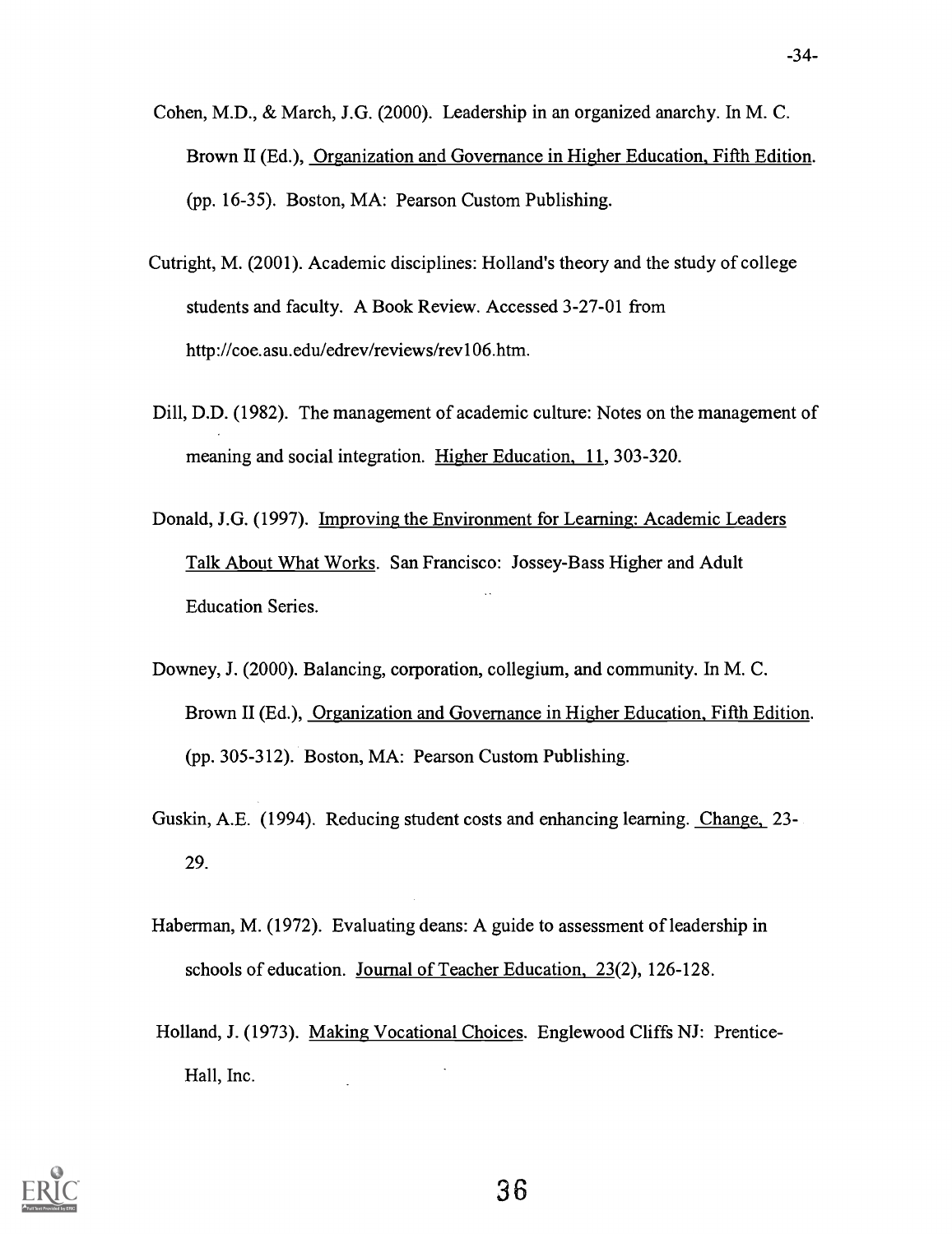Cohen, M.D., & March, J.G. (2000). Leadership in an organized anarchy. In M. C. Brown II (Ed.), Organization and Governance in Higher Education, Fifth Edition. (pp. 16-35). Boston, MA: Pearson Custom Publishing.

Cutright, M. (2001). Academic disciplines: Holland's theory and the study of college students and faculty. A Book Review. Accessed 3-27-01 from http://coe.asu.edu/edrev/reviews/rev106.htm.

Dill, D.D. (1982). The management of academic culture: Notes on the management of meaning and social integration. Higher Education, 11, 303-320.

Donald, J.G. (1997). Improving the Environment for Learning: Academic Leaders Talk About What Works. San Francisco: Jossey-Bass Higher and Adult Education Series.

Downey, J. (2000). Balancing, corporation, collegium, and community. In M. C. Brown II (Ed.), Organization and Governance in Higher Education, Fifth Edition. (pp. 305-312). Boston, MA: Pearson Custom Publishing.

Guskin, A.E. (1994). Reducing student costs and enhancing learning. Change, 23-29.

Haberman, M. (1972). Evaluating deans: A guide to assessment of leadership in schools of education. Journal of Teacher Education, 23(2), 126-128.

Holland, J. (1973). Making Vocational Choices. Englewood Cliffs NJ: Prentice-Hall, Inc.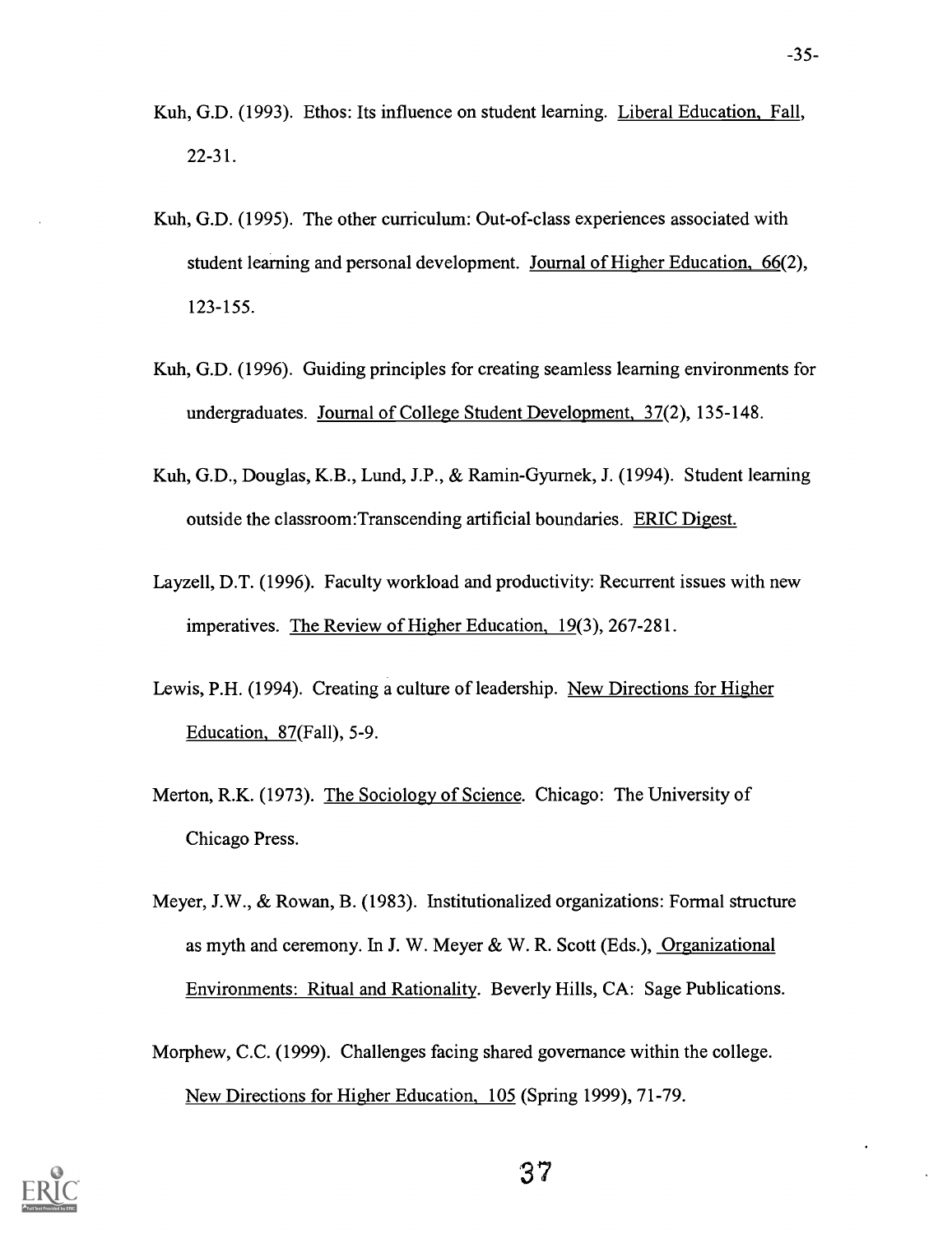Kuh, G.D. (1993). Ethos: Its influence on student learning. Liberal Education, Fall, 22-31.

Kuh, G.D. (1995). The other curriculum: Out-of-class experiences associated with student learning and personal development. Journal of Higher Education, 66(2), 123-155.

Kuh, G.D. (1996). Guiding principles for creating seamless learning environments for undergraduates. Journal of College Student Development, 37(2), 135-148.

Kuh, G.D., Douglas, K.B., Lund, J.P., & Ramin-Gyurnek, J. (1994). Student learning outside the classroom:Transcending artificial boundaries. ERIC Digest.

Layzell, D.T. (1996). Faculty workload and productivity: Recurrent issues with new imperatives. The Review of Higher Education, 19(3), 267-281.

Lewis, P.H. (1994). Creating a culture of leadership. New Directions for Higher Education, 87(Fall), 5-9.

Merton, R.K. (1973). The Sociology of Science. Chicago: The University of Chicago Press.

Meyer, J.W., & Rowan, B. (1983). Institutionalized organizations: Formal structure as myth and ceremony. In J. W. Meyer & W. R. Scott (Eds.), Organizational Environments: Ritual and Rationality. Beverly Hills, CA: Sage Publications.

Morphew, C.C. (1999). Challenges facing shared governance within the college. New Directions for Higher Education, 105 (Spring 1999), 71-79.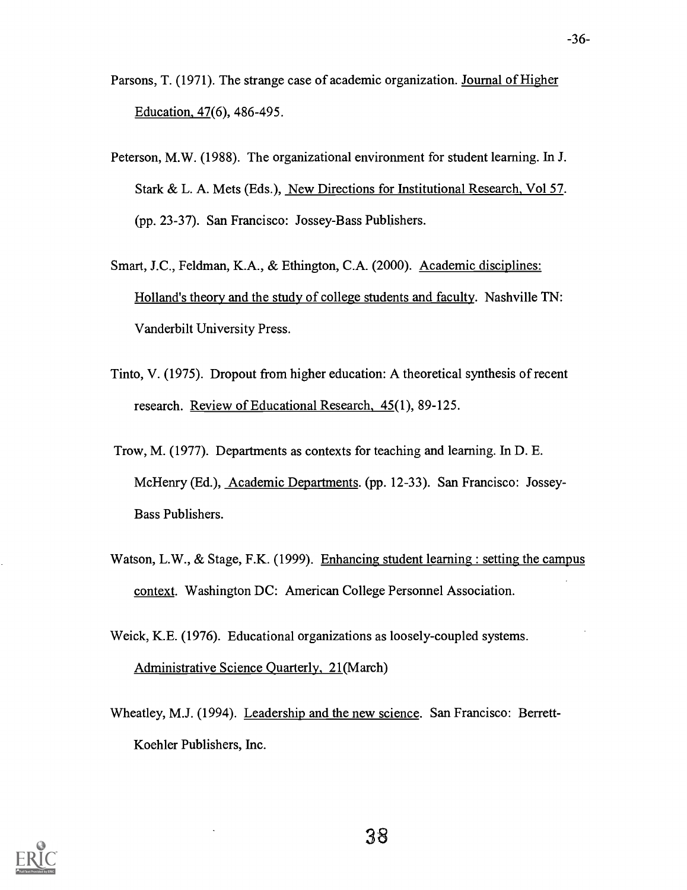Parsons, T. (1971). The strange case of academic organization. Journal of Higher Education, 47(6), 486-495.

Peterson, M.W. (1988). The organizational environment for student learning. In J. Stark & L. A. Mets (Eds.), New Directions for Institutional Research, Vol 57. (pp. 23-37). San Francisco: Jossey-Bass Publishers.

Smart, J.C., Feldman, K.A., & Ethington, C.A. (2000). Academic disciplines: Holland's theory and the study of college students and faculty. Nashville TN: Vanderbilt University Press.

Tinto, V. (1975). Dropout from higher education: A theoretical synthesis of recent research. Review of Educational Research, 45(1), 89-125.

Trow, M. (1977). Departments as contexts for teaching and learning. In D. E. McHenry (Ed.), Academic Departments. (pp. 12-33). San Francisco: Jossey-Bass Publishers.

Watson, L.W., & Stage, F.K. (1999). Enhancing student learning : setting the campus context. Washington DC: American College Personnel Association.

Weick, K.E. (1976). Educational organizations as loosely-coupled systems. Administrative Science Quarterly, 21(March)

Wheatley, M.J. (1994). Leadership and the new science. San Francisco: Berrett-Koehler Publishers, Inc.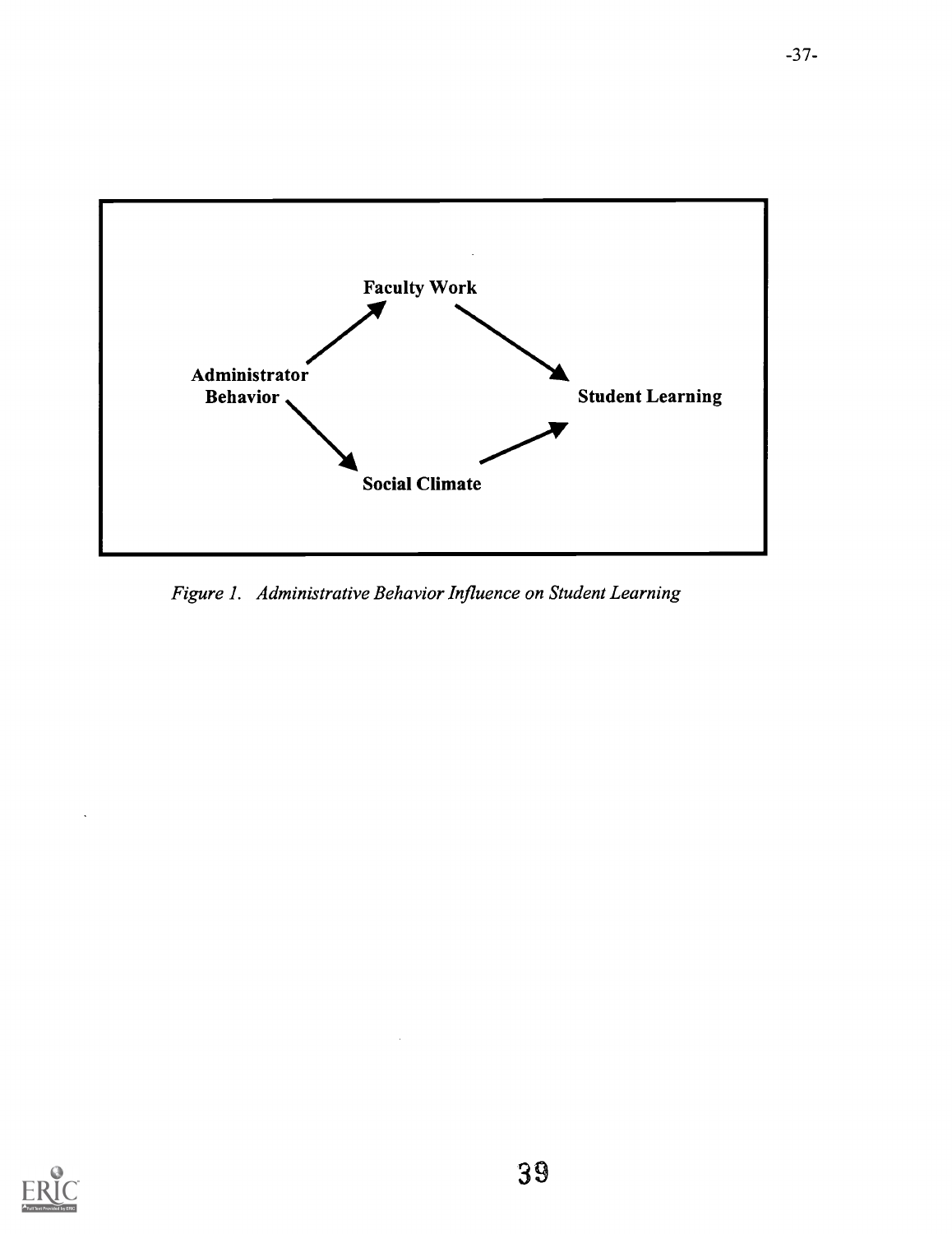Faculty Work

Administrator Behavior

Student Learning

Social Climate

*Figure 1. Administrative Behavior Influence on Student Learning*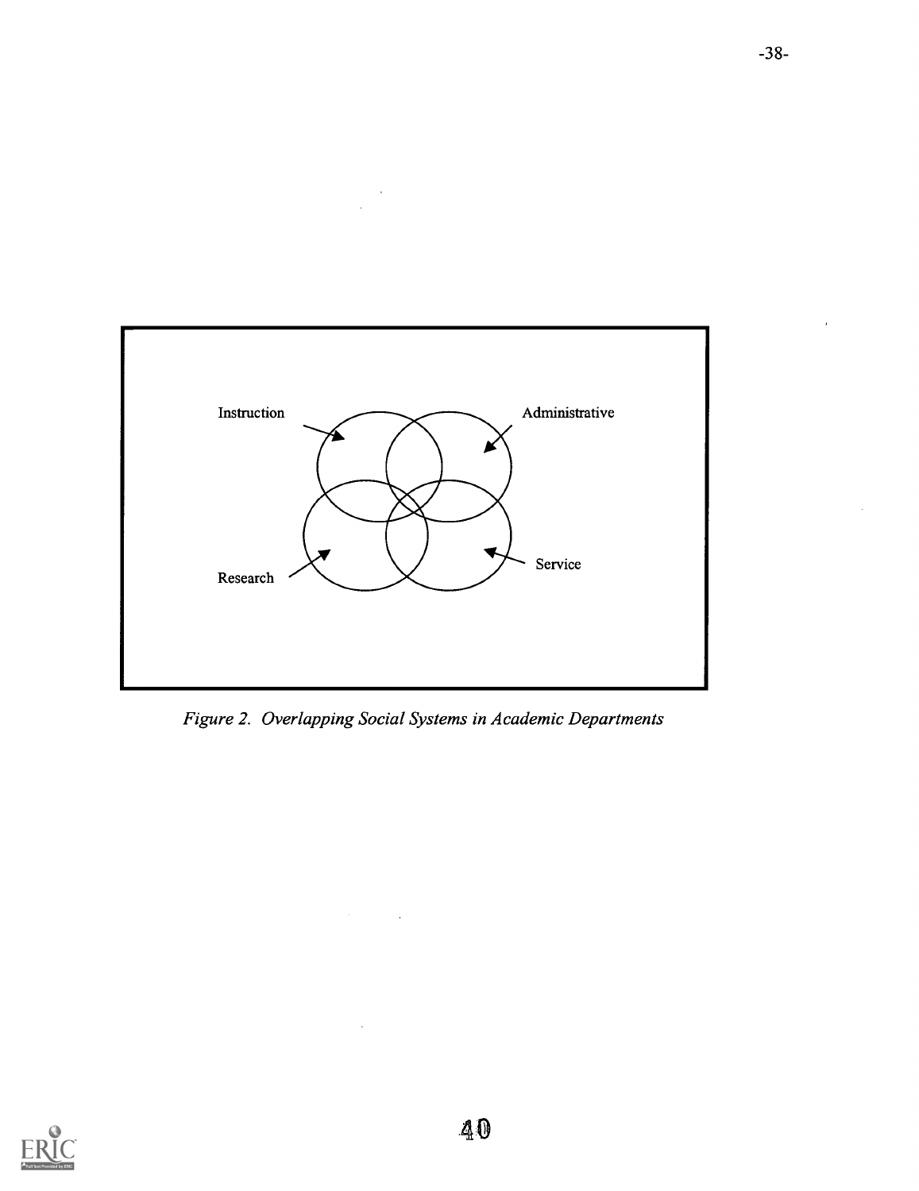Instruction

Administrative

Research

Service

*Figure 2. Overlapping Social Systems in Academic Departments*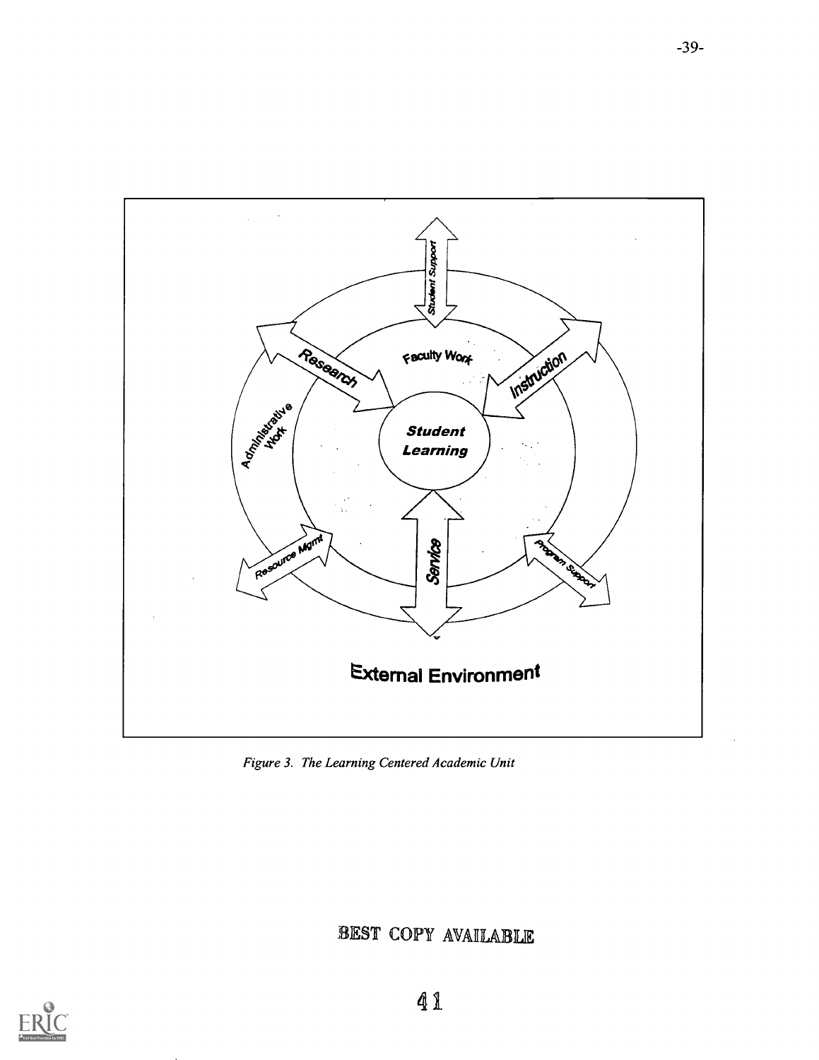Figure 3. The Learning Centered Academic Unit

BEST COPY AVAILABLE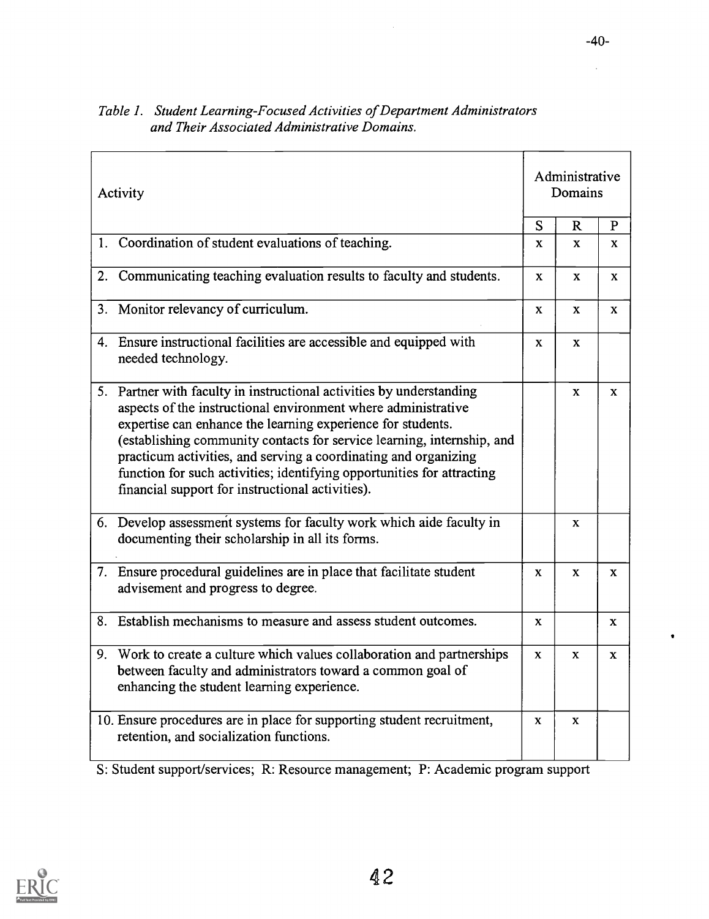*Table 1. Student Learning-Focused Activities of Department Administrators and Their Associated Administrative Domains.*

| Activity | Administrative Domains | | |
|---|---|---|---|
| | S | R | P |
| 1. Coordination of student evaluations of teaching. | x | x | x |
| 2. Communicating teaching evaluation results to faculty and students. | x | x | x |
| 3. Monitor relevancy of curriculum. | x | x | x |
| 4. Ensure instructional facilities are accessible and equipped with needed technology. | x | x | |
| 5. Partner with faculty in instructional activities by understanding aspects of the instructional environment where administrative expertise can enhance the learning experience for students. (establishing community contacts for service learning, internship, and practicum activities, and serving a coordinating and organizing function for such activities; identifying opportunities for attracting financial support for instructional activities). | | x | x |
| 6. Develop assessment systems for faculty work which aide faculty in documenting their scholarship in all its forms. | | x | |
| 7. Ensure procedural guidelines are in place that facilitate student advisement and progress to degree. | x | x | x |
| 8. Establish mechanisms to measure and assess student outcomes. | x | | x |
| 9. Work to create a culture which values collaboration and partnerships between faculty and administrators toward a common goal of enhancing the student learning experience. | x | x | x |
| 10. Ensure procedures are in place for supporting student recruitment, retention, and socialization functions. | x | x | |

S: Student support/services; R: Resource management; P: Academic program support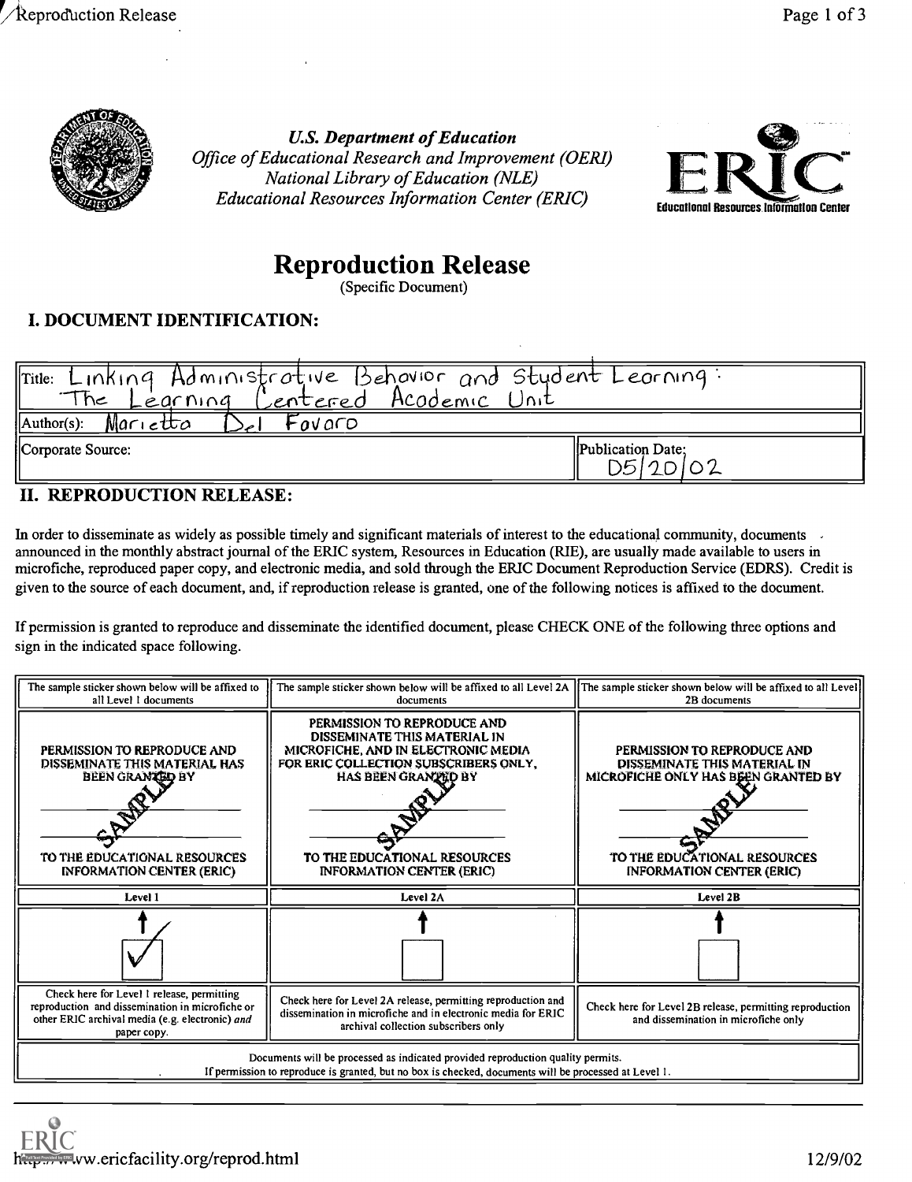U.S. Department of Education
*Office of Educational Research and Improvement (OERI)*
*National Library of Education (NLE)*
*Educational Resources Information Center (ERIC)*

# Reproduction Release

(Specific Document)

## I. DOCUMENT IDENTIFICATION:

| | |
|---|---|
| Title: Linking Administrative Behavior and Student Learning: The Learning Centered Academic Unit | |
| Author(s): Marietta Del Favaro | |
| Corporate Source: | Publication Date: 05/20/02 |

## II. REPRODUCTION RELEASE:

In order to disseminate as widely as possible timely and significant materials of interest to the educational community, documents announced in the monthly abstract journal of the ERIC system, Resources in Education (RIE), are usually made available to users in microfiche, reproduced paper copy, and electronic media, and sold through the ERIC Document Reproduction Service (EDRS). Credit is given to the source of each document, and, if reproduction release is granted, one of the following notices is affixed to the document.

If permission is granted to reproduce and disseminate the identified document, please CHECK ONE of the following three options and sign in the indicated space following.

| The sample sticker shown below will be affixed to all Level 1 documents | The sample sticker shown below will be affixed to all Level 2A documents | The sample sticker shown below will be affixed to all Level 2B documents |
|---|---|---|
| PERMISSION TO REPRODUCE AND DISSEMINATE THIS MATERIAL HAS BEEN GRANTED BY SAMPLE TO THE EDUCATIONAL RESOURCES INFORMATION CENTER (ERIC) | PERMISSION TO REPRODUCE AND DISSEMINATE THIS MATERIAL IN MICROFICHE, AND IN ELECTRONIC MEDIA FOR ERIC COLLECTION SUBSCRIBERS ONLY, HAS BEEN GRANTED BY SAMPLE TO THE EDUCATIONAL RESOURCES INFORMATION CENTER (ERIC) | PERMISSION TO REPRODUCE AND DISSEMINATE THIS MATERIAL IN MICROFICHE ONLY HAS BEEN GRANTED BY SAMPLE TO THE EDUCATIONAL RESOURCES INFORMATION CENTER (ERIC) |
| Level 1 | Level 2A | Level 2B |
| ✓ | | |
| Check here for Level 1 release, permitting reproduction and dissemination in microfiche or other ERIC archival media (e.g. electronic) *and* paper copy. | Check here for Level 2A release, permitting reproduction and dissemination in microfiche and in electronic media for ERIC archival collection subscribers only | Check here for Level 2B release, permitting reproduction and dissemination in microfiche only |

Documents will be processed as indicated provided reproduction quality permits.
If permission to reproduce is granted, but no box is checked, documents will be processed at Level 1.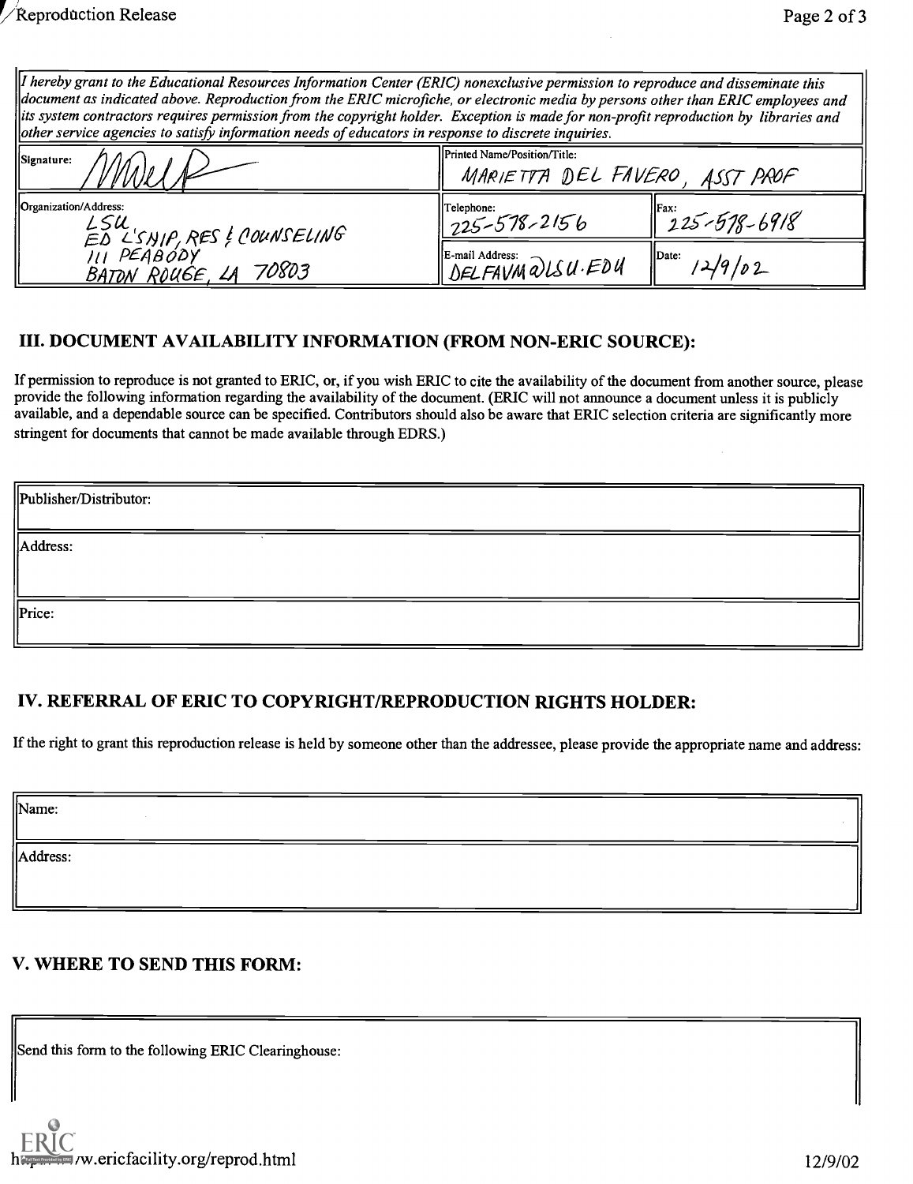*I hereby grant to the Educational Resources Information Center (ERIC) nonexclusive permission to reproduce and disseminate this document as indicated above. Reproduction from the ERIC microfiche, or electronic media by persons other than ERIC employees and its system contractors requires permission from the copyright holder. Exception is made for non-profit reproduction by libraries and other service agencies to satisfy information needs of educators in response to discrete inquiries.*

| Signature: | Printed Name/Position/Title: MARIETTA DEL FAVERO, ASST PROF | |
|---|---|---|
| Organization/Address: LSU ED L'SHIP, RES & COUNSELING 111 PEABODY BATON ROUGE, LA 70803 | Telephone: 225-578-2156 | Fax: 225-578-6918 |
| | E-mail Address: DELFAVM@LSU.EDU | Date: 12/9/02 |

## III. DOCUMENT AVAILABILITY INFORMATION (FROM NON-ERIC SOURCE):

If permission to reproduce is not granted to ERIC, or, if you wish ERIC to cite the availability of the document from another source, please provide the following information regarding the availability of the document. (ERIC will not announce a document unless it is publicly available, and a dependable source can be specified. Contributors should also be aware that ERIC selection criteria are significantly more stringent for documents that cannot be made available through EDRS.)

| Publisher/Distributor: |
|---|
| Address: |
| Price: |

## IV. REFERRAL OF ERIC TO COPYRIGHT/REPRODUCTION RIGHTS HOLDER:

If the right to grant this reproduction release is held by someone other than the addressee, please provide the appropriate name and address:

| Name: |
|---|
| Address: |

## V. WHERE TO SEND THIS FORM:

| Send this form to the following ERIC Clearinghouse: |
|---|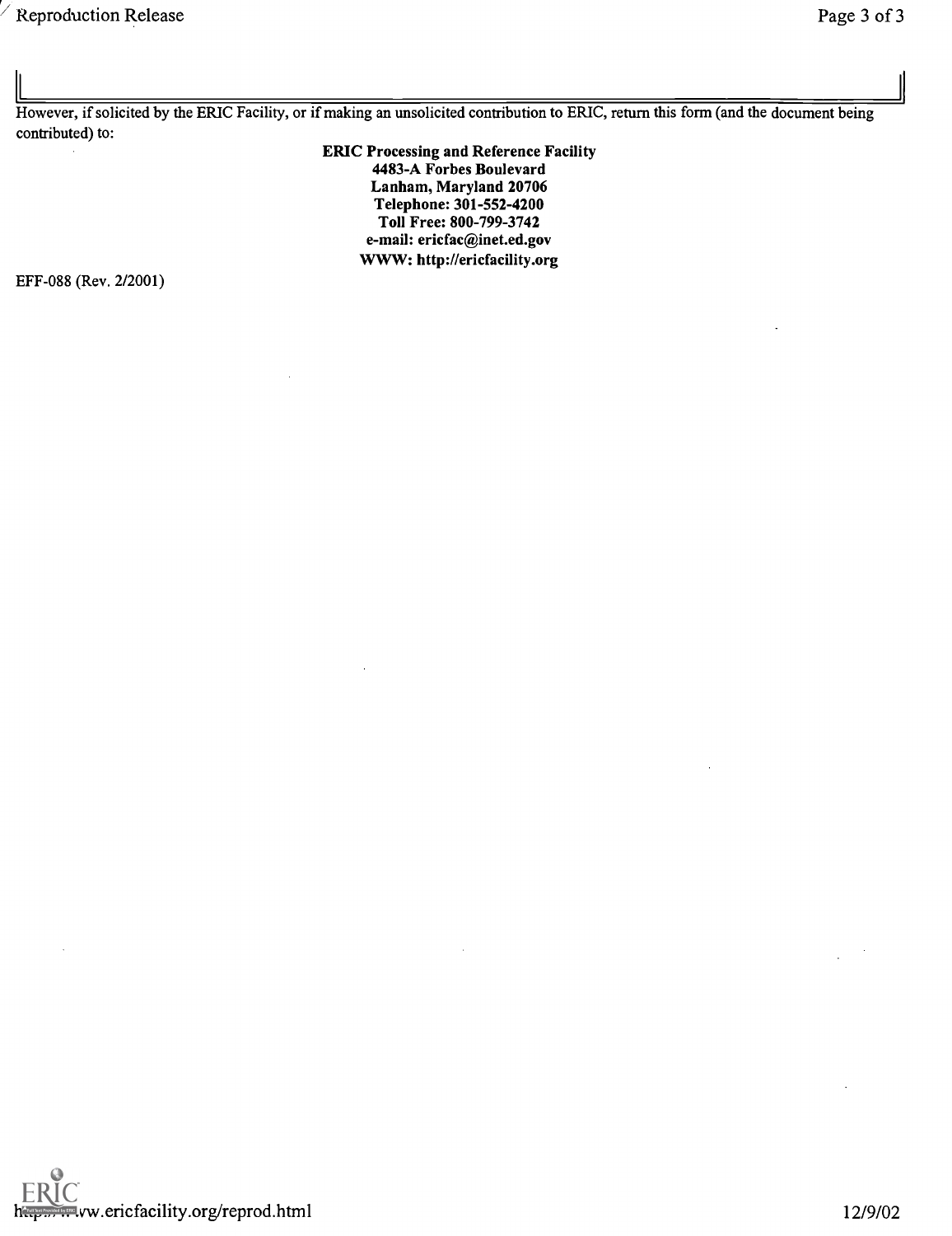However, if solicited by the ERIC Facility, or if making an unsolicited contribution to ERIC, return this form (and the document being contributed) to:

**ERIC Processing and Reference Facility**
**4483-A Forbes Boulevard**
**Lanham, Maryland 20706**
**Telephone: 301-552-4200**
**Toll Free: 800-799-3742**
**e-mail: ericfac@inet.ed.gov**
**WWW: http://ericfacility.org**

EFF-088 (Rev. 2/2001)